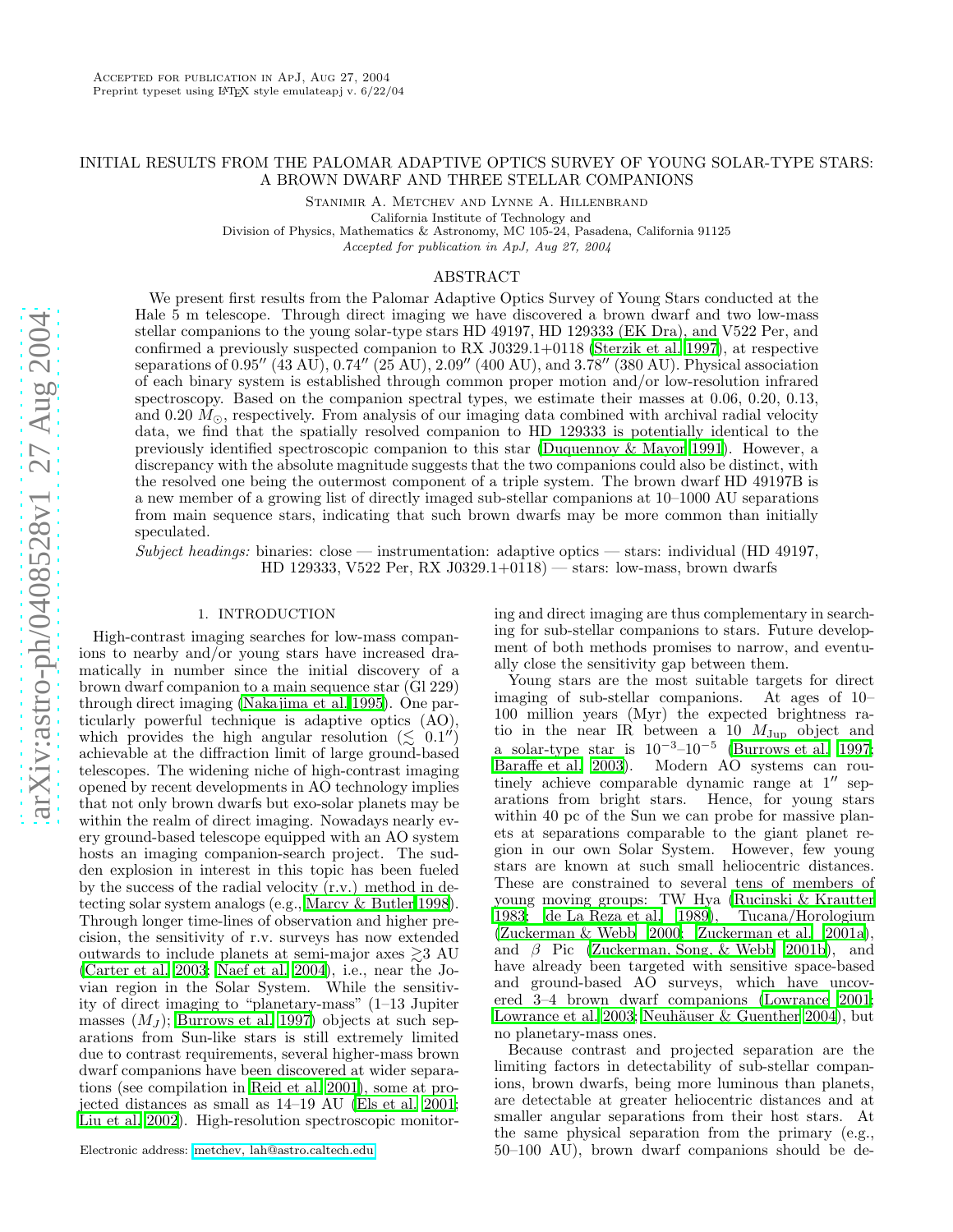Accepted for publication in ApJ, Aug 27, 2004
Preprint typeset using LaTeX style emulateapj v. 6/22/04

# INITIAL RESULTS FROM THE PALOMAR ADAPTIVE OPTICS SURVEY OF YOUNG SOLAR-TYPE STARS: A BROWN DWARF AND THREE STELLAR COMPANIONS

Stanimir A. Metchev and Lynne A. Hillenbrand

California Institute of Technology and
Division of Physics, Mathematics & Astronomy, MC 105-24, Pasadena, California 91125

*Accepted for publication in ApJ, Aug 27, 2004*

## ABSTRACT

We present first results from the Palomar Adaptive Optics Survey of Young Stars conducted at the Hale 5 m telescope. Through direct imaging we have discovered a brown dwarf and two low-mass stellar companions to the young solar-type stars HD 49197, HD 129333 (EK Dra), and V522 Per, and confirmed a previously suspected companion to RX J0329.1+0118 (Sterzik et al. 1997), at respective separations of 0.95″ (43 AU), 0.74″ (25 AU), 2.09″ (400 AU), and 3.78″ (380 AU). Physical association of each binary system is established through common proper motion and/or low-resolution infrared spectroscopy. Based on the companion spectral types, we estimate their masses at 0.06, 0.20, 0.13, and 0.20 $M_{\odot}$, respectively. From analysis of our imaging data combined with archival radial velocity data, we find that the spatially resolved companion to HD 129333 is potentially identical to the previously identified spectroscopic companion to this star (Duquennoy & Mayor 1991). However, a discrepancy with the absolute magnitude suggests that the two companions could also be distinct, with the resolved one being the outermost component of a triple system. The brown dwarf HD 49197B is a new member of a growing list of directly imaged sub-stellar companions at 10–1000 AU separations from main sequence stars, indicating that such brown dwarfs may be more common than initially speculated.

*Subject headings:* binaries: close — instrumentation: adaptive optics — stars: individual (HD 49197, HD 129333, V522 Per, RX J0329.1+0118) — stars: low-mass, brown dwarfs

## 1. INTRODUCTION

High-contrast imaging searches for low-mass companions to nearby and/or young stars have increased dramatically in number since the initial discovery of a brown dwarf companion to a main sequence star (Gl 229) through direct imaging (Nakajima et al. 1995). One particularly powerful technique is adaptive optics (AO), which provides the high angular resolution ($\lesssim$ 0.1″) achievable at the diffraction limit of large ground-based telescopes. The widening niche of high-contrast imaging opened by recent developments in AO technology implies that not only brown dwarfs but exo-solar planets may be within the realm of direct imaging. Nowadays nearly every ground-based telescope equipped with an AO system hosts an imaging companion-search project. The sudden explosion in interest in this topic has been fueled by the success of the radial velocity (r.v.) method in detecting solar system analogs (e.g., Marcy & Butler 1998). Through longer time-lines of observation and higher precision, the sensitivity of r.v. surveys has now extended outwards to include planets at semi-major axes $\gtrsim$3 AU (Carter et al. 2003; Naef et al. 2004), i.e., near the Jovian region in the Solar System. While the sensitivity of direct imaging to "planetary-mass" (1–13 Jupiter masses ($M_J$); Burrows et al. 1997) objects at such separations from Sun-like stars is still extremely limited due to contrast requirements, several higher-mass brown dwarf companions have been discovered at wider separations (see compilation in Reid et al. 2001), some at projected distances as small as 14–19 AU (Els et al. 2001; Liu et al. 2002). High-resolution spectroscopic monitoring and direct imaging are thus complementary in searching for sub-stellar companions to stars. Future development of both methods promises to narrow, and eventually close the sensitivity gap between them.

Young stars are the most suitable targets for direct imaging of sub-stellar companions. At ages of 10–100 million years (Myr) the expected brightness ratio in the near IR between a 10 $M_{\rm Jup}$ object and a solar-type star is $10^{-3}$–$10^{-5}$ (Burrows et al. 1997; Baraffe et al. 2003). Modern AO systems can routinely achieve comparable dynamic range at 1″ separations from bright stars. Hence, for young stars within 40 pc of the Sun we can probe for massive planets at separations comparable to the giant planet region in our own Solar System. However, few young stars are known at such small heliocentric distances. These are constrained to several tens of members of young moving groups: TW Hya (Rucinski & Krautter 1983; de La Reza et al. 1989), Tucana/Horologium (Zuckerman & Webb 2000; Zuckerman et al. 2001a), and $\beta$ Pic (Zuckerman, Song, & Webb 2001b), and have already been targeted with sensitive space-based and ground-based AO surveys, which have uncovered 3–4 brown dwarf companions (Lowrance 2001; Lowrance et al. 2003; Neuhäuser & Guenther 2004), but no planetary-mass ones.

Because contrast and projected separation are the limiting factors in detectability of sub-stellar companions, brown dwarfs, being more luminous than planets, are detectable at greater heliocentric distances and at smaller angular separations from their host stars. At the same physical separation from the primary (e.g., 50–100 AU), brown dwarf companions should be de-

Electronic address: metchev, lah@astro.caltech.edu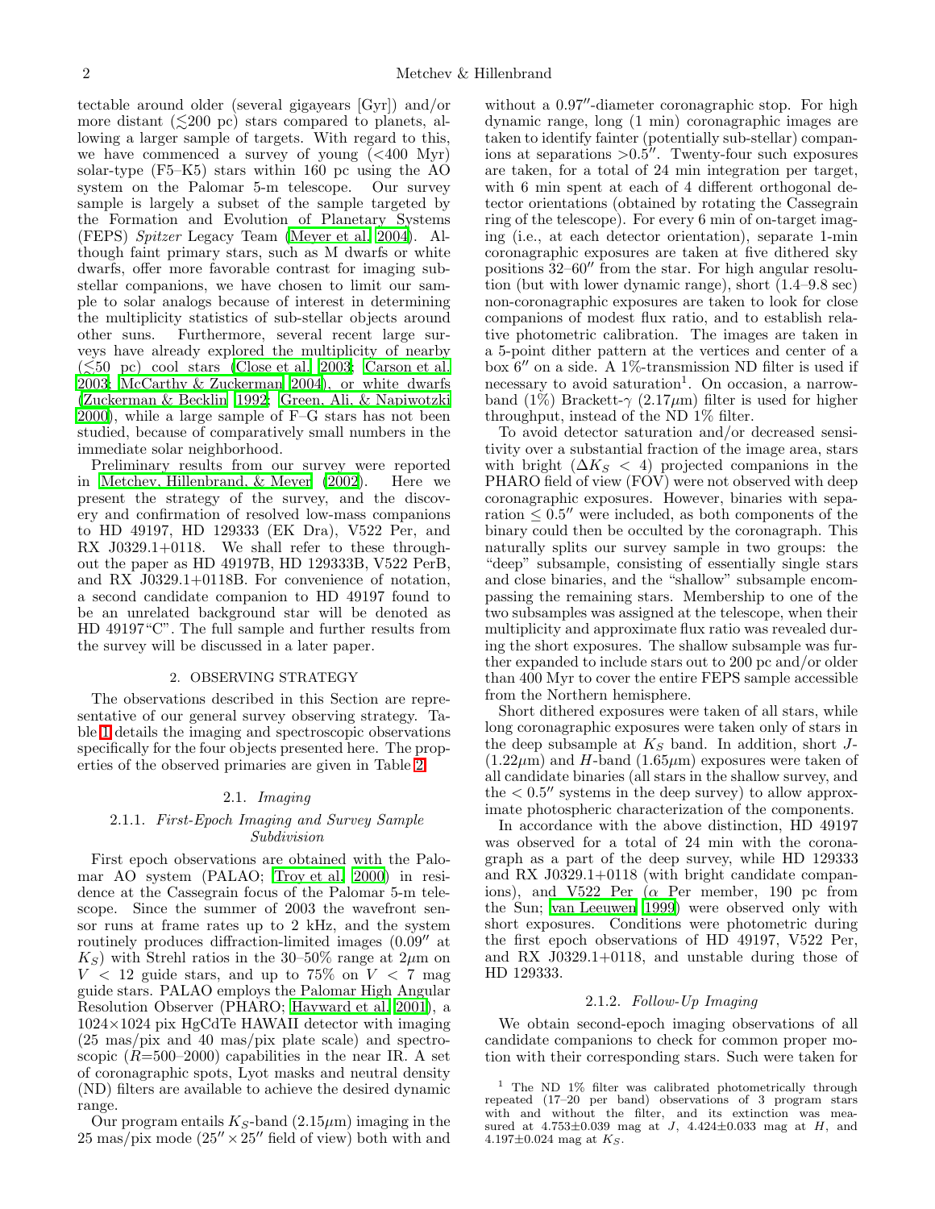tectable around older (several gigayears [Gyr]) and/or more distant ($\lesssim$200 pc) stars compared to planets, allowing a larger sample of targets. With regard to this, we have commenced a survey of young (<400 Myr) solar-type (F5–K5) stars within 160 pc using the AO system on the Palomar 5-m telescope. Our survey sample is largely a subset of the sample targeted by the Formation and Evolution of Planetary Systems (FEPS) *Spitzer* Legacy Team (Meyer et al. 2004). Although faint primary stars, such as M dwarfs or white dwarfs, offer more favorable contrast for imaging substellar companions, we have chosen to limit our sample to solar analogs because of interest in determining the multiplicity statistics of sub-stellar objects around other suns. Furthermore, several recent large surveys have already explored the multiplicity of nearby ($\lesssim$50 pc) cool stars (Close et al. 2003; Carson et al. 2003; McCarthy & Zuckerman 2004), or white dwarfs (Zuckerman & Becklin 1992; Green, Ali, & Napiwotzki 2000), while a large sample of F–G stars has not been studied, because of comparatively small numbers in the immediate solar neighborhood.

Preliminary results from our survey were reported in Metchev, Hillenbrand, & Meyer (2002). Here we present the strategy of the survey, and the discovery and confirmation of resolved low-mass companions to HD 49197, HD 129333 (EK Dra), V522 Per, and RX J0329.1+0118. We shall refer to these throughout the paper as HD 49197B, HD 129333B, V522 PerB, and RX J0329.1+0118B. For convenience of notation, a second candidate companion to HD 49197 found to be an unrelated background star will be denoted as HD 49197"C". The full sample and further results from the survey will be discussed in a later paper.

## 2. OBSERVING STRATEGY

The observations described in this Section are representative of our general survey observing strategy. Table 1 details the imaging and spectroscopic observations specifically for the four objects presented here. The properties of the observed primaries are given in Table 2.

### 2.1. *Imaging*

#### 2.1.1. *First-Epoch Imaging and Survey Sample Subdivision*

First epoch observations are obtained with the Palomar AO system (PALAO; Troy et al. 2000) in residence at the Cassegrain focus of the Palomar 5-m telescope. Since the summer of 2003 the wavefront sensor runs at frame rates up to 2 kHz, and the system routinely produces diffraction-limited images (0.09″ at $K_S$) with Strehl ratios in the 30–50% range at 2$\mu$m on $V < 12$ guide stars, and up to 75% on $V < 7$ mag guide stars. PALAO employs the Palomar High Angular Resolution Observer (PHARO; Hayward et al. 2001), a 1024×1024 pix HgCdTe HAWAII detector with imaging (25 mas/pix and 40 mas/pix plate scale) and spectroscopic ($R$=500–2000) capabilities in the near IR. A set of coronagraphic spots, Lyot masks and neutral density (ND) filters are available to achieve the desired dynamic range.

Our program entails $K_S$-band (2.15$\mu$m) imaging in the 25 mas/pix mode (25″ × 25″ field of view) both with and without a 0.97″-diameter coronagraphic stop. For high dynamic range, long (1 min) coronagraphic images are taken to identify fainter (potentially sub-stellar) companions at separations >0.5″. Twenty-four such exposures are taken, for a total of 24 min integration per target, with 6 min spent at each of 4 different orthogonal detector orientations (obtained by rotating the Cassegrain ring of the telescope). For every 6 min of on-target imaging (i.e., at each detector orientation), separate 1-min coronagraphic exposures are taken at five dithered sky positions 32–60″ from the star. For high angular resolution (but with lower dynamic range), short (1.4–9.8 sec) non-coronagraphic exposures are taken to look for close companions of modest flux ratio, and to establish relative photometric calibration. The images are taken in a 5-point dither pattern at the vertices and center of a box 6″ on a side. A 1%-transmission ND filter is used if necessary to avoid saturation[1]. On occasion, a narrow-band (1%) Brackett-$\gamma$ (2.17$\mu$m) filter is used for higher throughput, instead of the ND 1% filter.

To avoid detector saturation and/or decreased sensitivity over a substantial fraction of the image area, stars with bright ($\Delta K_S < 4$) projected companions in the PHARO field of view (FOV) were not observed with deep coronagraphic exposures. However, binaries with separation $\leq 0.5''$ were included, as both components of the binary could then be occulted by the coronagraph. This naturally splits our survey sample in two groups: the "deep" subsample, consisting of essentially single stars and close binaries, and the "shallow" subsample encompassing the remaining stars. Membership to one of the two subsamples was assigned at the telescope, when their multiplicity and approximate flux ratio was revealed during the short exposures. The shallow subsample was further expanded to include stars out to 200 pc and/or older than 400 Myr to cover the entire FEPS sample accessible from the Northern hemisphere.

Short dithered exposures were taken of all stars, while long coronagraphic exposures were taken only of stars in the deep subsample at $K_S$ band. In addition, short $J$- (1.22$\mu$m) and $H$-band (1.65$\mu$m) exposures were taken of all candidate binaries (all stars in the shallow survey, and the $< 0.5''$ systems in the deep survey) to allow approximate photospheric characterization of the components.

In accordance with the above distinction, HD 49197 was observed for a total of 24 min with the coronagraph as a part of the deep survey, while HD 129333 and RX J0329.1+0118 (with bright candidate companions), and V522 Per ($\alpha$ Per member, 190 pc from the Sun; van Leeuwen 1999) were observed only with short exposures. Conditions were photometric during the first epoch observations of HD 49197, V522 Per, and RX J0329.1+0118, and unstable during those of HD 129333.

#### 2.1.2. *Follow-Up Imaging*

We obtain second-epoch imaging observations of all candidate companions to check for common proper motion with their corresponding stars. Such were taken for

[1] The ND 1% filter was calibrated photometrically through repeated (17–20 per band) observations of 3 program stars with and without the filter, and its extinction was measured at 4.753±0.039 mag at $J$, 4.424±0.033 mag at $H$, and 4.197±0.024 mag at $K_S$.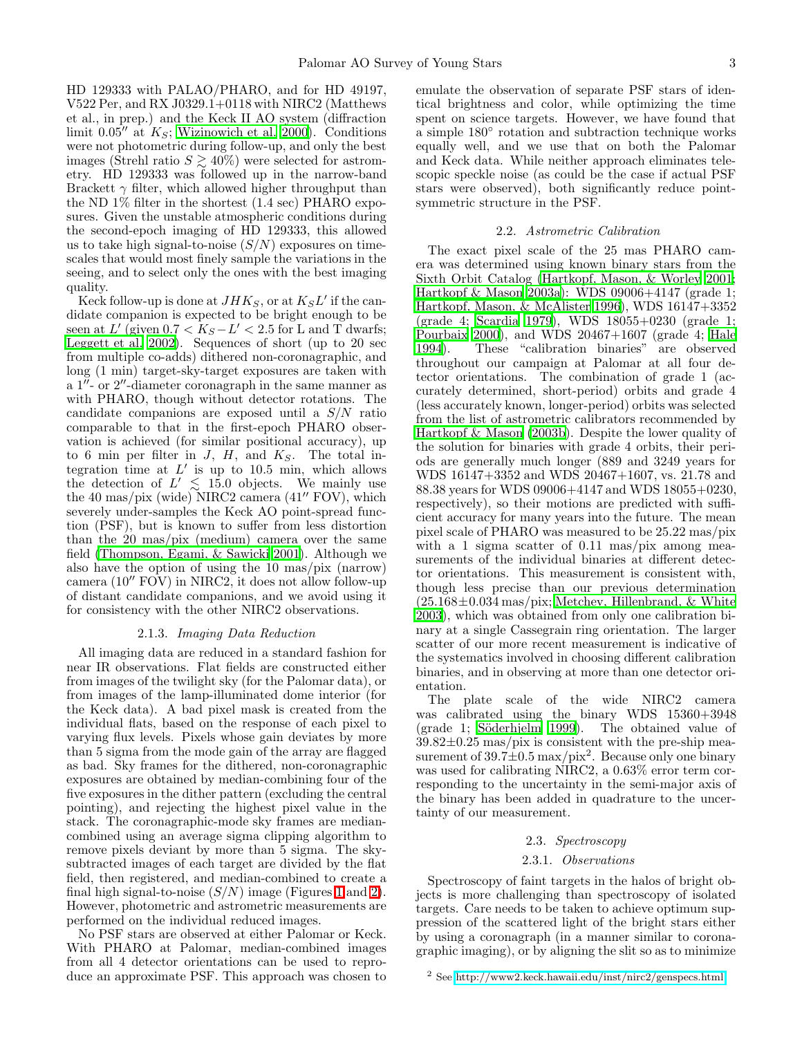HD 129333 with PALAO/PHARO, and for HD 49197, V522 Per, and RX J0329.1+0118 with NIRC2 (Matthews et al., in prep.) and the Keck II AO system (diffraction limit 0.05″ at $K_S$; Wizinowich et al. 2000). Conditions were not photometric during follow-up, and only the best images (Strehl ratio $S \gtrsim 40\%$) were selected for astrometry. HD 129333 was followed up in the narrow-band Brackett $\gamma$ filter, which allowed higher throughput than the ND 1% filter in the shortest (1.4 sec) PHARO exposures. Given the unstable atmospheric conditions during the second-epoch imaging of HD 129333, this allowed us to take high signal-to-noise ($S/N$) exposures on timescales that would most finely sample the variations in the seeing, and to select only the ones with the best imaging quality.

Keck follow-up is done at $JHK_S$, or at $K_SL'$ if the candidate companion is expected to be bright enough to be seen at $L'$ (given $0.7 < K_S - L' < 2.5$ for L and T dwarfs; Leggett et al. 2002). Sequences of short (up to 20 sec from multiple co-adds) dithered non-coronagraphic, and long (1 min) target-sky-target exposures are taken with a 1″- or 2″-diameter coronagraph in the same manner as with PHARO, though without detector rotations. The candidate companions are exposed until a $S/N$ ratio comparable to that in the first-epoch PHARO observation is achieved (for similar positional accuracy), up to 6 min per filter in $J$, $H$, and $K_S$. The total integration time at $L'$ is up to 10.5 min, which allows the detection of $L' \lesssim 15.0$ objects. We mainly use the 40 mas/pix (wide) NIRC2 camera (41″ FOV), which severely under-samples the Keck AO point-spread function (PSF), but is known to suffer from less distortion than the 20 mas/pix (medium) camera over the same field (Thompson, Egami, & Sawicki 2001). Although we also have the option of using the 10 mas/pix (narrow) camera (10″ FOV) in NIRC2, it does not allow follow-up of distant candidate companions, and we avoid using it for consistency with the other NIRC2 observations.

#### 2.1.3. *Imaging Data Reduction*

All imaging data are reduced in a standard fashion for near IR observations. Flat fields are constructed either from images of the twilight sky (for the Palomar data), or from images of the lamp-illuminated dome interior (for the Keck data). A bad pixel mask is created from the individual flats, based on the response of each pixel to varying flux levels. Pixels whose gain deviates by more than 5 sigma from the mode gain of the array are flagged as bad. Sky frames for the dithered, non-coronagraphic exposures are obtained by median-combining four of the five exposures in the dither pattern (excluding the central pointing), and rejecting the highest pixel value in the stack. The coronagraphic-mode sky frames are median-combined using an average sigma clipping algorithm to remove pixels deviant by more than 5 sigma. The sky-subtracted images of each target are divided by the flat field, then registered, and median-combined to create a final high signal-to-noise ($S/N$) image (Figures 1 and 2). However, photometric and astrometric measurements are performed on the individual reduced images.

No PSF stars are observed at either Palomar or Keck. With PHARO at Palomar, median-combined images from all 4 detector orientations can be used to reproduce an approximate PSF. This approach was chosen to emulate the observation of separate PSF stars of identical brightness and color, while optimizing the time spent on science targets. However, we have found that a simple 180° rotation and subtraction technique works equally well, and we use that on both the Palomar and Keck data. While neither approach eliminates telescopic speckle noise (as could be the case if actual PSF stars were observed), both significantly reduce point-symmetric structure in the PSF.

### 2.2. *Astrometric Calibration*

The exact pixel scale of the 25 mas PHARO camera was determined using known binary stars from the Sixth Orbit Catalog (Hartkopf, Mason, & Worley 2001; Hartkopf & Mason 2003a): WDS 09006+4147 (grade 1; Hartkopf, Mason, & McAlister 1996), WDS 16147+3352 (grade 4; Scardia 1979), WDS 18055+0230 (grade 1; Pourbaix 2000), and WDS 20467+1607 (grade 4; Hale 1994). These "calibration binaries" are observed throughout our campaign at Palomar at all four detector orientations. The combination of grade 1 (accurately determined, short-period) orbits and grade 4 (less accurately known, longer-period) orbits was selected from the list of astrometric calibrators recommended by Hartkopf & Mason (2003b). Despite the lower quality of the solution for binaries with grade 4 orbits, their periods are generally much longer (889 and 3249 years for WDS 16147+3352 and WDS 20467+1607, vs. 21.78 and 88.38 years for WDS 09006+4147 and WDS 18055+0230, respectively), so their motions are predicted with sufficient accuracy for many years into the future. The mean pixel scale of PHARO was measured to be 25.22 mas/pix with a 1 sigma scatter of 0.11 mas/pix among measurements of the individual binaries at different detector orientations. This measurement is consistent with, though less precise than our previous determination (25.168±0.034 mas/pix; Metchev, Hillenbrand, & White 2003), which was obtained from only one calibration binary at a single Cassegrain ring orientation. The larger scatter of our more recent measurement is indicative of the systematics involved in choosing different calibration binaries, and in observing at more than one detector orientation.

The plate scale of the wide NIRC2 camera was calibrated using the binary WDS 15360+3948 (grade 1; Söderhjelm 1999). The obtained value of 39.82±0.25 mas/pix is consistent with the pre-ship measurement of 39.7±0.5 max/pix[2]. Because only one binary was used for calibrating NIRC2, a 0.63% error term corresponding to the uncertainty in the semi-major axis of the binary has been added in quadrature to the uncertainty of our measurement.

### 2.3. *Spectroscopy*

#### 2.3.1. *Observations*

Spectroscopy of faint targets in the halos of bright objects is more challenging than spectroscopy of isolated targets. Care needs to be taken to achieve optimum suppression of the scattered light of the bright stars either by using a coronagraph (in a manner similar to coronagraphic imaging), or by aligning the slit so as to minimize

[2] See http://www2.keck.hawaii.edu/inst/nirc2/genspecs.html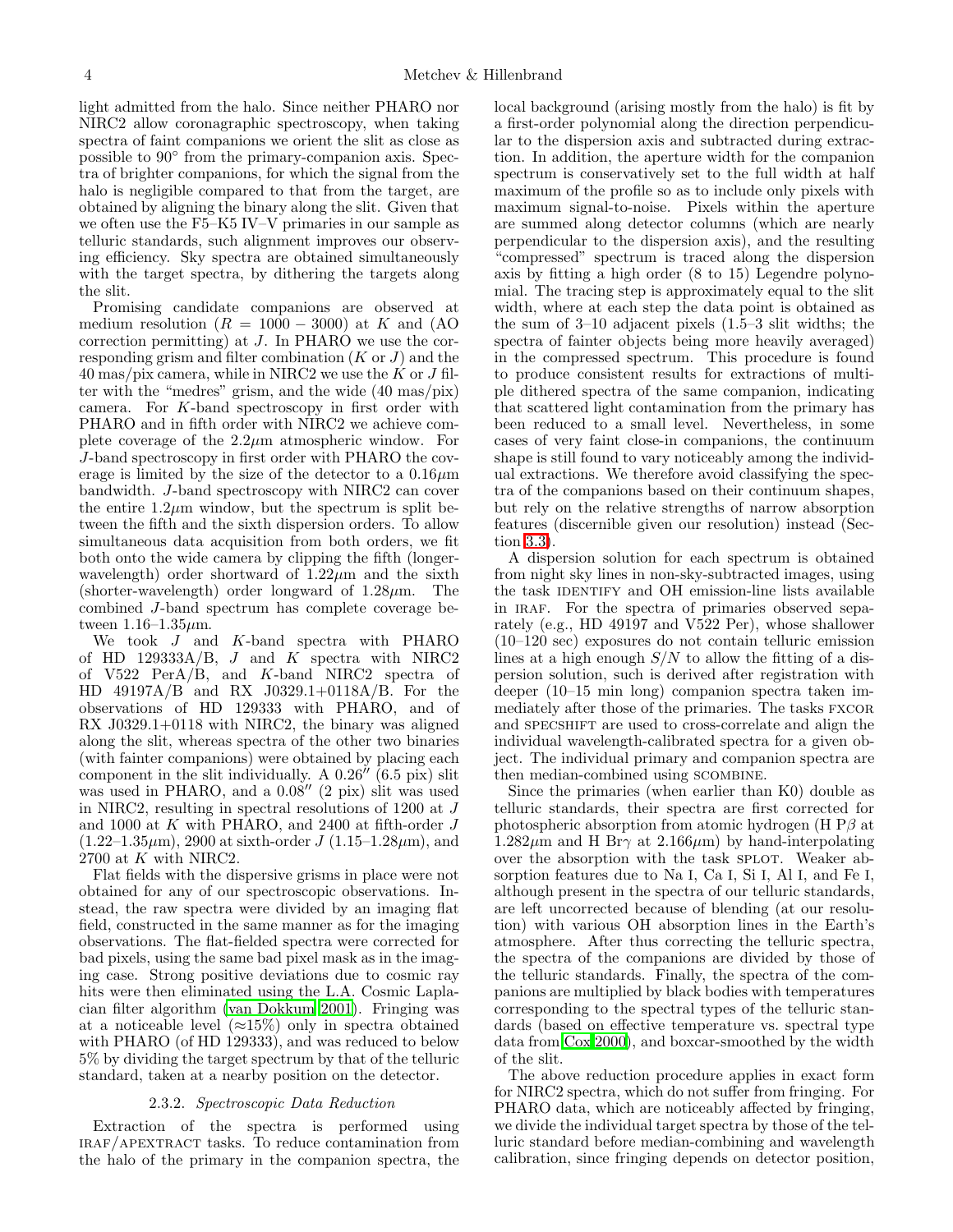light admitted from the halo. Since neither PHARO nor NIRC2 allow coronagraphic spectroscopy, when taking spectra of faint companions we orient the slit as close as possible to 90° from the primary-companion axis. Spectra of brighter companions, for which the signal from the halo is negligible compared to that from the target, are obtained by aligning the binary along the slit. Given that we often use the F5–K5 IV–V primaries in our sample as telluric standards, such alignment improves our observing efficiency. Sky spectra are obtained simultaneously with the target spectra, by dithering the targets along the slit.

Promising candidate companions are observed at medium resolution ($R = 1000 - 3000$) at $K$ and (AO correction permitting) at $J$. In PHARO we use the corresponding grism and filter combination ($K$ or $J$) and the 40 mas/pix camera, while in NIRC2 we use the $K$ or $J$ filter with the "medres" grism, and the wide (40 mas/pix) camera. For $K$-band spectroscopy in first order with PHARO and in fifth order with NIRC2 we achieve complete coverage of the 2.2$\mu$m atmospheric window. For $J$-band spectroscopy in first order with PHARO the coverage is limited by the size of the detector to a 0.16$\mu$m bandwidth. $J$-band spectroscopy with NIRC2 can cover the entire 1.2$\mu$m window, but the spectrum is split between the fifth and the sixth dispersion orders. To allow simultaneous data acquisition from both orders, we fit both onto the wide camera by clipping the fifth (longer-wavelength) order shortward of 1.22$\mu$m and the sixth (shorter-wavelength) order longward of 1.28$\mu$m. The combined $J$-band spectrum has complete coverage between 1.16–1.35$\mu$m.

We took $J$ and $K$-band spectra with PHARO of HD 129333A/B, $J$ and $K$ spectra with NIRC2 of V522 PerA/B, and $K$-band NIRC2 spectra of HD 49197A/B and RX J0329.1+0118A/B. For the observations of HD 129333 with PHARO, and of RX J0329.1+0118 with NIRC2, the binary was aligned along the slit, whereas spectra of the other two binaries (with fainter companions) were obtained by placing each component in the slit individually. A 0.26″ (6.5 pix) slit was used in PHARO, and a 0.08″ (2 pix) slit was used in NIRC2, resulting in spectral resolutions of 1200 at $J$ and 1000 at $K$ with PHARO, and 2400 at fifth-order $J$ (1.22–1.35$\mu$m), 2900 at sixth-order $J$ (1.15–1.28$\mu$m), and 2700 at $K$ with NIRC2.

Flat fields with the dispersive grisms in place were not obtained for any of our spectroscopic observations. Instead, the raw spectra were divided by an imaging flat field, constructed in the same manner as for the imaging observations. The flat-fielded spectra were corrected for bad pixels, using the same bad pixel mask as in the imaging case. Strong positive deviations due to cosmic ray hits were then eliminated using the L.A. Cosmic Laplacian filter algorithm (van Dokkum 2001). Fringing was at a noticeable level (≈15%) only in spectra obtained with PHARO (of HD 129333), and was reduced to below 5% by dividing the target spectrum by that of the telluric standard, taken at a nearby position on the detector.

### 2.3.2. *Spectroscopic Data Reduction*

Extraction of the spectra is performed using IRAF/APEXTRACT tasks. To reduce contamination from the halo of the primary in the companion spectra, the local background (arising mostly from the halo) is fit by a first-order polynomial along the direction perpendicular to the dispersion axis and subtracted during extraction. In addition, the aperture width for the companion spectrum is conservatively set to the full width at half maximum of the profile so as to include only pixels with maximum signal-to-noise. Pixels within the aperture are summed along detector columns (which are nearly perpendicular to the dispersion axis), and the resulting "compressed" spectrum is traced along the dispersion axis by fitting a high order (8 to 15) Legendre polynomial. The tracing step is approximately equal to the slit width, where at each step the data point is obtained as the sum of 3–10 adjacent pixels (1.5–3 slit widths; the spectra of fainter objects being more heavily averaged) in the compressed spectrum. This procedure is found to produce consistent results for extractions of multiple dithered spectra of the same companion, indicating that scattered light contamination from the primary has been reduced to a small level. Nevertheless, in some cases of very faint close-in companions, the continuum shape is still found to vary noticeably among the individual extractions. We therefore avoid classifying the spectra of the companions based on their continuum shapes, but rely on the relative strengths of narrow absorption features (discernible given our resolution) instead (Section 3.3).

A dispersion solution for each spectrum is obtained from night sky lines in non-sky-subtracted images, using the task IDENTIFY and OH emission-line lists available in IRAF. For the spectra of primaries observed separately (e.g., HD 49197 and V522 Per), whose shallower (10–120 sec) exposures do not contain telluric emission lines at a high enough $S/N$ to allow the fitting of a dispersion solution, such is derived after registration with deeper (10–15 min long) companion spectra taken immediately after those of the primaries. The tasks FXCOR and SPECSHIFT are used to cross-correlate and align the individual wavelength-calibrated spectra for a given object. The individual primary and companion spectra are then median-combined using SCOMBINE.

Since the primaries (when earlier than K0) double as telluric standards, their spectra are first corrected for photospheric absorption from atomic hydrogen (H P$\beta$ at 1.282$\mu$m and H Br$\gamma$ at 2.166$\mu$m) by hand-interpolating over the absorption with the task SPLOT. Weaker absorption features due to Na I, Ca I, Si I, Al I, and Fe I, although present in the spectra of our telluric standards, are left uncorrected because of blending (at our resolution) with various OH absorption lines in the Earth's atmosphere. After thus correcting the telluric spectra, the spectra of the companions are divided by those of the telluric standards. Finally, the spectra of the companions are multiplied by black bodies with temperatures corresponding to the spectral types of the telluric standards (based on effective temperature vs. spectral type data from Cox 2000), and boxcar-smoothed by the width of the slit.

The above reduction procedure applies in exact form for NIRC2 spectra, which do not suffer from fringing. For PHARO data, which are noticeably affected by fringing, we divide the individual target spectra by those of the telluric standard before median-combining and wavelength calibration, since fringing depends on detector position,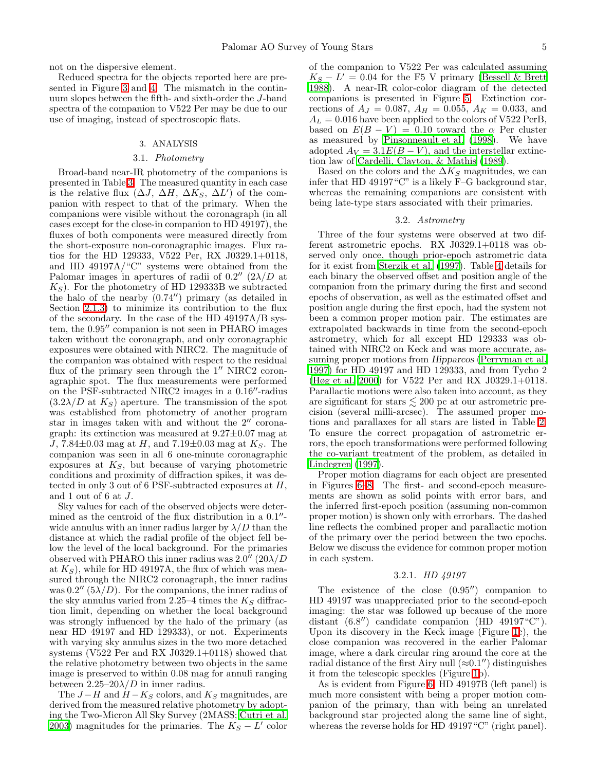not on the dispersive element.

Reduced spectra for the objects reported here are presented in Figure 3 and 4. The mismatch in the continuum slopes between the fifth- and sixth-order the $J$-band spectra of the companion to V522 Per may be due to our use of imaging, instead of spectroscopic flats.

## 3. ANALYSIS

### 3.1. *Photometry*

Broad-band near-IR photometry of the companions is presented in Table 3. The measured quantity in each case is the relative flux ($\Delta J$, $\Delta H$, $\Delta K_S$, $\Delta L'$) of the companion with respect to that of the primary. When the companions were visible without the coronagraph (in all cases except for the close-in companion to HD 49197), the fluxes of both components were measured directly from the short-exposure non-coronagraphic images. Flux ratios for the HD 129333, V522 Per, RX J0329.1+0118, and HD 49197A/"C" systems were obtained from the Palomar images in apertures of radii of $0.2''$ ($2\lambda/D$ at $K_S$). For the photometry of HD 129333B we subtracted the halo of the nearby ($0.74''$) primary (as detailed in Section 2.1.3) to minimize its contribution to the flux of the secondary. In the case of the HD 49197A/B system, the $0.95''$ companion is not seen in PHARO images taken without the coronagraph, and only coronagraphic exposures were obtained with NIRC2. The magnitude of the companion was obtained with respect to the residual flux of the primary seen through the $1''$ NIRC2 coronagraphic spot. The flux measurements were performed on the PSF-subtracted NIRC2 images in a $0.16''$-radius ($3.2\lambda/D$ at $K_S$) aperture. The transmission of the spot was established from photometry of another program star in images taken with and without the $2''$ coronagraph: its extinction was measured at $9.27 \pm 0.07$ mag at $J$, $7.84 \pm 0.03$ mag at $H$, and $7.19 \pm 0.03$ mag at $K_S$. The companion was seen in all 6 one-minute coronagraphic exposures at $K_S$, but because of varying photometric conditions and proximity of diffraction spikes, it was detected in only 3 out of 6 PSF-subtracted exposures at $H$, and 1 out of 6 at $J$.

Sky values for each of the observed objects were determined as the centroid of the flux distribution in a $0.1''$-wide annulus with an inner radius larger by $\lambda/D$ than the distance at which the radial profile of the object fell below the level of the local background. For the primaries observed with PHARO this inner radius was $2.0''$ ($20\lambda/D$ at $K_S$), while for HD 49197A, the flux of which was measured through the NIRC2 coronagraph, the inner radius was $0.2''$ ($5\lambda/D$). For the companions, the inner radius of the sky annulus varied from 2.25–4 times the $K_S$ diffraction limit, depending on whether the local background was strongly influenced by the halo of the primary (as near HD 49197 and HD 129333), or not. Experiments with varying sky annulus sizes in the two more detached systems (V522 Per and RX J0329.1+0118) showed that the relative photometry between two objects in the same image is preserved to within 0.08 mag for annuli ranging between $2.25$–$20\lambda/D$ in inner radius.

The $J-H$ and $H-K_S$ colors, and $K_S$ magnitudes, are derived from the measured relative photometry by adopting the Two-Micron All Sky Survey (2MASS; Cutri et al. 2003) magnitudes for the primaries. The $K_S - L'$ color of the companion to V522 Per was calculated assuming $K_S - L' = 0.04$ for the F5 V primary (Bessell & Brett 1988). A near-IR color-color diagram of the detected companions is presented in Figure 5. Extinction corrections of $A_J = 0.087$, $A_H = 0.055$, $A_K = 0.033$, and $A_L = 0.016$ have been applied to the colors of V522 PerB, based on $E(B-V) = 0.10$ toward the $\alpha$ Per cluster as measured by Pinsonneault et al. (1998). We have adopted $A_V = 3.1E(B-V)$, and the interstellar extinction law of Cardelli, Clayton, & Mathis (1989).

Based on the colors and the $\Delta K_S$ magnitudes, we can infer that HD 49197"C" is a likely F–G background star, whereas the remaining companions are consistent with being late-type stars associated with their primaries.

### 3.2. *Astrometry*

Three of the four systems were observed at two different astrometric epochs. RX J0329.1+0118 was observed only once, though prior-epoch astrometric data for it exist from Sterzik et al. (1997). Table 4 details for each binary the observed offset and position angle of the companion from the primary during the first and second epochs of observation, as well as the estimated offset and position angle during the first epoch, had the system not been a common proper motion pair. The estimates are extrapolated backwards in time from the second-epoch astrometry, which for all except HD 129333 was obtained with NIRC2 on Keck and was more accurate, assuming proper motions from *Hipparcos* (Perryman et al. 1997) for HD 49197 and HD 129333, and from Tycho 2 (Høg et al. 2000) for V522 Per and RX J0329.1+0118. Parallactic motions were also taken into account, as they are significant for stars $\lesssim 200$ pc at our astrometric precision (several milli-arcsec). The assumed proper motions and parallaxes for all stars are listed in Table 2. To ensure the correct propagation of astrometric errors, the epoch transformations were performed following the co-variant treatment of the problem, as detailed in Lindegren (1997).

Proper motion diagrams for each object are presented in Figures 6–8. The first- and second-epoch measurements are shown as solid points with error bars, and the inferred first-epoch position (assuming non-common proper motion) is shown only with errorbars. The dashed line reflects the combined proper and parallactic motion of the primary over the period between the two epochs. Below we discuss the evidence for common proper motion in each system.

#### 3.2.1. *HD 49197*

The existence of the close ($0.95''$) companion to HD 49197 was unappreciated prior to the second-epoch imaging: the star was followed up because of the more distant ($6.8''$) candidate companion (HD 49197"C"). Upon its discovery in the Keck image (Figure 1c), the close companion was recovered in the earlier Palomar image, where a dark circular ring around the core at the radial distance of the first Airy null ($\approx 0.1''$) distinguishes it from the telescopic speckles (Figure 1b).

As is evident from Figure 6, HD 49197B (left panel) is much more consistent with being a proper motion companion of the primary, than with being an unrelated background star projected along the same line of sight, whereas the reverse holds for HD 49197"C" (right panel).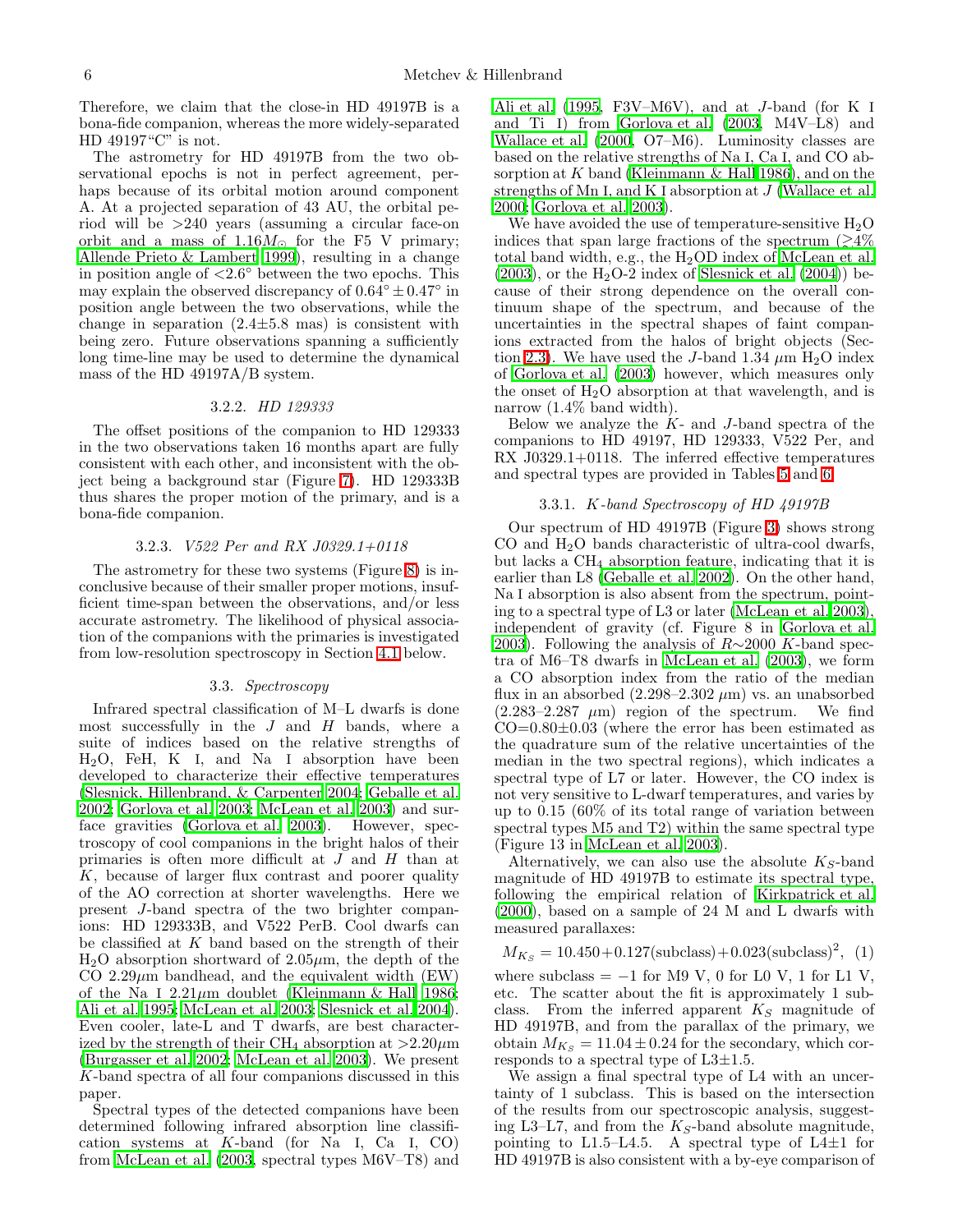Therefore, we claim that the close-in HD 49197B is a bona-fide companion, whereas the more widely-separated HD 49197"C" is not.

The astrometry for HD 49197B from the two observational epochs is not in perfect agreement, perhaps because of its orbital motion around component A. At a projected separation of 43 AU, the orbital period will be >240 years (assuming a circular face-on orbit and a mass of $1.16 M_\odot$ for the F5 V primary; Allende Prieto & Lambert 1999), resulting in a change in position angle of $<2.6°$ between the two epochs. This may explain the observed discrepancy of $0.64° \pm 0.47°$ in position angle between the two observations, while the change in separation (2.4±5.8 mas) is consistent with being zero. Future observations spanning a sufficiently long time-line may be used to determine the dynamical mass of the HD 49197A/B system.

#### 3.2.2. *HD 129333*

The offset positions of the companion to HD 129333 in the two observations taken 16 months apart are fully consistent with each other, and inconsistent with the object being a background star (Figure 7). HD 129333B thus shares the proper motion of the primary, and is a bona-fide companion.

#### 3.2.3. *V522 Per and RX J0329.1+0118*

The astrometry for these two systems (Figure 8) is inconclusive because of their smaller proper motions, insufficient time-span between the observations, and/or less accurate astrometry. The likelihood of physical association of the companions with the primaries is investigated from low-resolution spectroscopy in Section 4.1 below.

### 3.3. *Spectroscopy*

Infrared spectral classification of M–L dwarfs is done most successfully in the $J$ and $H$ bands, where a suite of indices based on the relative strengths of $H_2O$, FeH, K I, and Na I absorption have been developed to characterize their effective temperatures (Slesnick, Hillenbrand, & Carpenter 2004; Geballe et al. 2002; Gorlova et al. 2003; McLean et al. 2003) and surface gravities (Gorlova et al. 2003). However, spectroscopy of cool companions in the bright halos of their primaries is often more difficult at $J$ and $H$ than at $K$, because of larger flux contrast and poorer quality of the AO correction at shorter wavelengths. Here we present $J$-band spectra of the two brighter companions: HD 129333B, and V522 PerB. Cool dwarfs can be classified at $K$ band based on the strength of their $H_2O$ absorption shortward of 2.05μm, the depth of the CO 2.29μm bandhead, and the equivalent width (EW) of the Na I 2.21μm doublet (Kleinmann & Hall 1986; Ali et al. 1995; McLean et al. 2003; Slesnick et al. 2004). Even cooler, late-L and T dwarfs, are best characterized by the strength of their $CH_4$ absorption at >2.20μm (Burgasser et al. 2002; McLean et al. 2003). We present $K$-band spectra of all four companions discussed in this paper.

Spectral types of the detected companions have been determined following infrared absorption line classification systems at $K$-band (for Na I, Ca I, CO) from McLean et al. (2003, spectral types M6V–T8) and Ali et al. (1995, F3V–M6V), and at $J$-band (for K I and Ti I) from Gorlova et al. (2003, M4V–L8) and Wallace et al. (2000, O7–M6). Luminosity classes are based on the relative strengths of Na I, Ca I, and CO absorption at $K$ band (Kleinmann & Hall 1986), and on the strengths of Mn I, and K I absorption at $J$ (Wallace et al. 2000; Gorlova et al. 2003).

We have avoided the use of temperature-sensitive $H_2O$ indices that span large fractions of the spectrum ($\gtrsim$4% total band width, e.g., the $H_2OD$ index of McLean et al. (2003), or the $H_2O$-2 index of Slesnick et al. (2004)) because of their strong dependence on the overall continuum shape of the spectrum, and because of the uncertainties in the spectral shapes of faint companions extracted from the halos of bright objects (Section 2.3). We have used the $J$-band 1.34 μm $H_2O$ index of Gorlova et al. (2003) however, which measures only the onset of $H_2O$ absorption at that wavelength, and is narrow (1.4% band width).

Below we analyze the $K$- and $J$-band spectra of the companions to HD 49197, HD 129333, V522 Per, and RX J0329.1+0118. The inferred effective temperatures and spectral types are provided in Tables 5 and 6.

#### 3.3.1. *K-band Spectroscopy of HD 49197B*

Our spectrum of HD 49197B (Figure 3) shows strong CO and $H_2O$ bands characteristic of ultra-cool dwarfs, but lacks a $CH_4$ absorption feature, indicating that it is earlier than L8 (Geballe et al. 2002). On the other hand, Na I absorption is also absent from the spectrum, pointing to a spectral type of L3 or later (McLean et al. 2003), independent of gravity (cf. Figure 8 in Gorlova et al. 2003). Following the analysis of $R$∼2000 $K$-band spectra of M6–T8 dwarfs in McLean et al. (2003), we form a CO absorption index from the ratio of the median flux in an absorbed (2.298–2.302 μm) vs. an unabsorbed (2.283–2.287 μm) region of the spectrum. We find CO=0.80±0.03 (where the error has been estimated as the quadrature sum of the relative uncertainties of the median in the two spectral regions), which indicates a spectral type of L7 or later. However, the CO index is not very sensitive to L-dwarf temperatures, and varies by up to 0.15 (60% of its total range of variation between spectral types M5 and T2) within the same spectral type (Figure 13 in McLean et al. 2003).

Alternatively, we can also use the absolute $K_S$-band magnitude of HD 49197B to estimate its spectral type, following the empirical relation of Kirkpatrick et al. (2000), based on a sample of 24 M and L dwarfs with measured parallaxes:

$$M_{K_S} = 10.450 + 0.127(\text{subclass}) + 0.023(\text{subclass})^2, \quad (1)$$

where subclass = −1 for M9 V, 0 for L0 V, 1 for L1 V, etc. The scatter about the fit is approximately 1 subclass. From the inferred apparent $K_S$ magnitude of HD 49197B, and from the parallax of the primary, we obtain $M_{K_S} = 11.04 \pm 0.24$ for the secondary, which corresponds to a spectral type of L3±1.5.

We assign a final spectral type of L4 with an uncertainty of 1 subclass. This is based on the intersection of the results from our spectroscopic analysis, suggesting L3–L7, and from the $K_S$-band absolute magnitude, pointing to L1.5–L4.5. A spectral type of L4±1 for HD 49197B is also consistent with a by-eye comparison of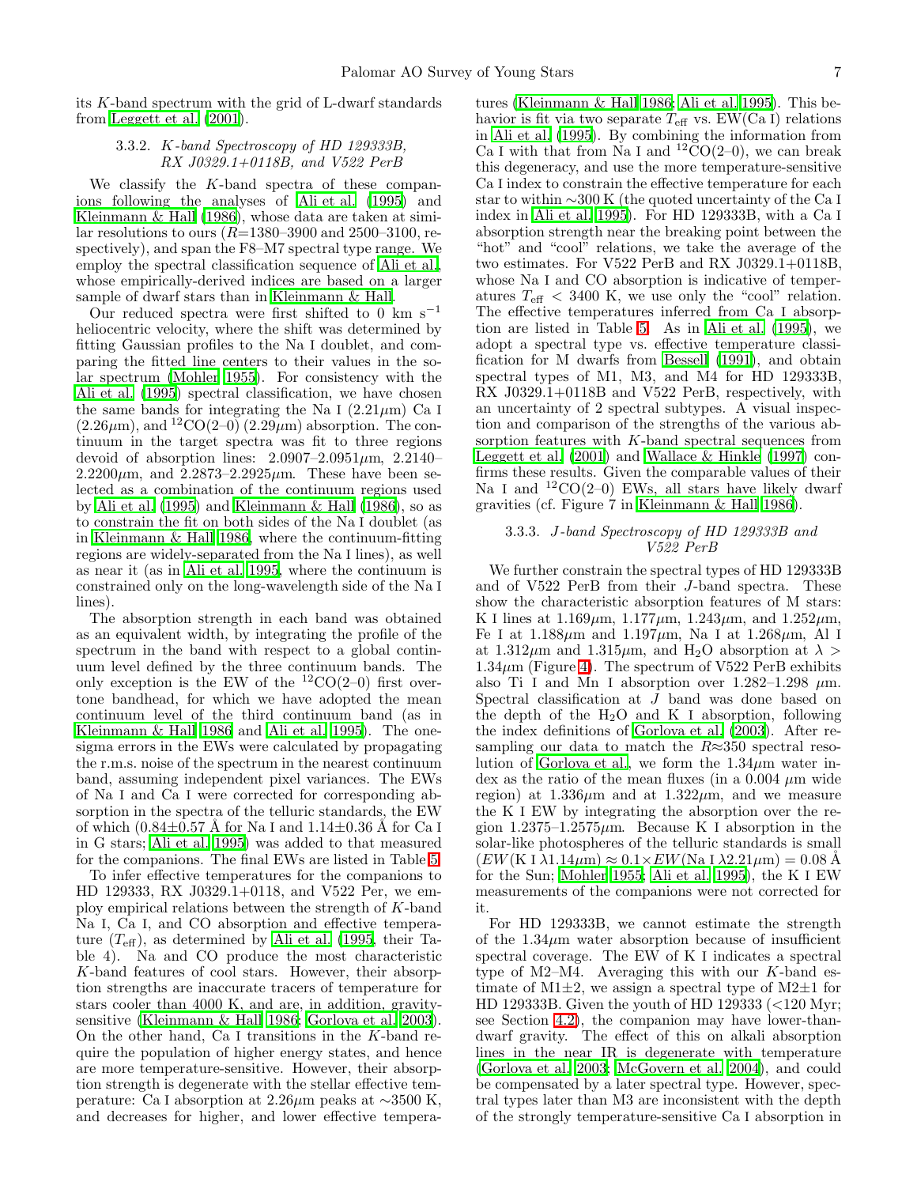its $K$-band spectrum with the grid of L-dwarf standards from Leggett et al. (2001).

### 3.3.2. *K-band Spectroscopy of HD 129333B, RX J0329.1+0118B, and V522 PerB*

We classify the $K$-band spectra of these companions following the analyses of Ali et al. (1995) and Kleinmann & Hall (1986), whose data are taken at similar resolutions to ours ($R$=1380–3900 and 2500–3100, respectively), and span the F8–M7 spectral type range. We employ the spectral classification sequence of Ali et al., whose empirically-derived indices are based on a larger sample of dwarf stars than in Kleinmann & Hall.

Our reduced spectra were first shifted to 0 km s$^{-1}$ heliocentric velocity, where the shift was determined by fitting Gaussian profiles to the Na I doublet, and comparing the fitted line centers to their values in the solar spectrum (Mohler 1955). For consistency with the Ali et al. (1995) spectral classification, we have chosen the same bands for integrating the Na I (2.21$\mu$m) Ca I (2.26$\mu$m), and $^{12}$CO(2–0) (2.29$\mu$m) absorption. The continuum in the target spectra was fit to three regions devoid of absorption lines: 2.0907–2.0951$\mu$m, 2.2140–2.2200$\mu$m, and 2.2873–2.2925$\mu$m. These have been selected as a combination of the continuum regions used by Ali et al. (1995) and Kleinmann & Hall (1986), so as to constrain the fit on both sides of the Na I doublet (as in Kleinmann & Hall 1986, where the continuum-fitting regions are widely-separated from the Na I lines), as well as near it (as in Ali et al. 1995, where the continuum is constrained only on the long-wavelength side of the Na I lines).

The absorption strength in each band was obtained as an equivalent width, by integrating the profile of the spectrum in the band with respect to a global continuum level defined by the three continuum bands. The only exception is the EW of the $^{12}$CO(2–0) first overtone bandhead, for which we have adopted the mean continuum level of the third continuum band (as in Kleinmann & Hall 1986 and Ali et al. 1995). The one-sigma errors in the EWs were calculated by propagating the r.m.s. noise of the spectrum in the nearest continuum band, assuming independent pixel variances. The EWs of Na I and Ca I were corrected for corresponding absorption in the spectra of the telluric standards, the EW of which (0.84±0.57 Å for Na I and 1.14±0.36 Å for Ca I in G stars; Ali et al. 1995) was added to that measured for the companions. The final EWs are listed in Table 5.

To infer effective temperatures for the companions to HD 129333, RX J0329.1+0118, and V522 Per, we employ empirical relations between the strength of $K$-band Na I, Ca I, and CO absorption and effective temperature ($T_{\rm eff}$), as determined by Ali et al. (1995, their Table 4). Na and CO produce the most characteristic $K$-band features of cool stars. However, their absorption strengths are inaccurate tracers of temperature for stars cooler than 4000 K, and are, in addition, gravity-sensitive (Kleinmann & Hall 1986; Gorlova et al. 2003). On the other hand, Ca I transitions in the $K$-band require the population of higher energy states, and hence are more temperature-sensitive. However, their absorption strength is degenerate with the stellar effective temperature: Ca I absorption at 2.26$\mu$m peaks at ∼3500 K, and decreases for higher, and lower effective temperatures (Kleinmann & Hall 1986; Ali et al. 1995). This behavior is fit via two separate $T_{\rm eff}$ vs. EW(Ca I) relations in Ali et al. (1995). By combining the information from Ca I with that from Na I and $^{12}$CO(2–0), we can break this degeneracy, and use the more temperature-sensitive Ca I index to constrain the effective temperature for each star to within ∼300 K (the quoted uncertainty of the Ca I index in Ali et al. 1995). For HD 129333B, with a Ca I absorption strength near the breaking point between the "hot" and "cool" relations, we take the average of the two estimates. For V522 PerB and RX J0329.1+0118B, whose Na I and CO absorption is indicative of temperatures $T_{\rm eff}$ < 3400 K, we use only the "cool" relation. The effective temperatures inferred from Ca I absorption are listed in Table 5. As in Ali et al. (1995), we adopt a spectral type vs. effective temperature classification for M dwarfs from Bessell (1991), and obtain spectral types of M1, M3, and M4 for HD 129333B, RX J0329.1+0118B and V522 PerB, respectively, with an uncertainty of 2 spectral subtypes. A visual inspection and comparison of the strengths of the various absorption features with $K$-band spectral sequences from Leggett et al. (2001) and Wallace & Hinkle (1997) confirms these results. Given the comparable values of their Na I and $^{12}$CO(2–0) EWs, all stars have likely dwarf gravities (cf. Figure 7 in Kleinmann & Hall 1986).

### 3.3.3. *J-band Spectroscopy of HD 129333B and V522 PerB*

We further constrain the spectral types of HD 129333B and of V522 PerB from their $J$-band spectra. These show the characteristic absorption features of M stars: K I lines at 1.169$\mu$m, 1.177$\mu$m, 1.243$\mu$m, and 1.252$\mu$m, Fe I at 1.188$\mu$m and 1.197$\mu$m, Na I at 1.268$\mu$m, Al I at 1.312$\mu$m and 1.315$\mu$m, and $H_2O$ absorption at $\lambda$ > 1.34$\mu$m (Figure 4). The spectrum of V522 PerB exhibits also Ti I and Mn I absorption over 1.282–1.298 $\mu$m. Spectral classification at $J$ band was done based on the depth of the $H_2O$ and K I absorption, following the index definitions of Gorlova et al. (2003). After resampling our data to match the $R$≈350 spectral resolution of Gorlova et al., we form the 1.34$\mu$m water index as the ratio of the mean fluxes (in a 0.004 $\mu$m wide region) at 1.336$\mu$m and at 1.322$\mu$m, and we measure the K I EW by integrating the absorption over the region 1.2375–1.2575$\mu$m. Because K I absorption in the solar-like photospheres of the telluric standards is small ($EW$(K I $\lambda$1.14$\mu$m) ≈ 0.1×$EW$(Na I $\lambda$2.21$\mu$m) = 0.08 Å for the Sun; Mohler 1955; Ali et al. 1995), the K I EW measurements of the companions were not corrected for it.

For HD 129333B, we cannot estimate the strength of the 1.34$\mu$m water absorption because of insufficient spectral coverage. The EW of K I indicates a spectral type of M2–M4. Averaging this with our $K$-band estimate of M1±2, we assign a spectral type of M2±1 for HD 129333B. Given the youth of HD 129333 (<120 Myr; see Section 4.2), the companion may have lower-than-dwarf gravity. The effect of this on alkali absorption lines in the near IR is degenerate with temperature (Gorlova et al. 2003; McGovern et al. 2004), and could be compensated by a later spectral type. However, spectral types later than M3 are inconsistent with the depth of the strongly temperature-sensitive Ca I absorption in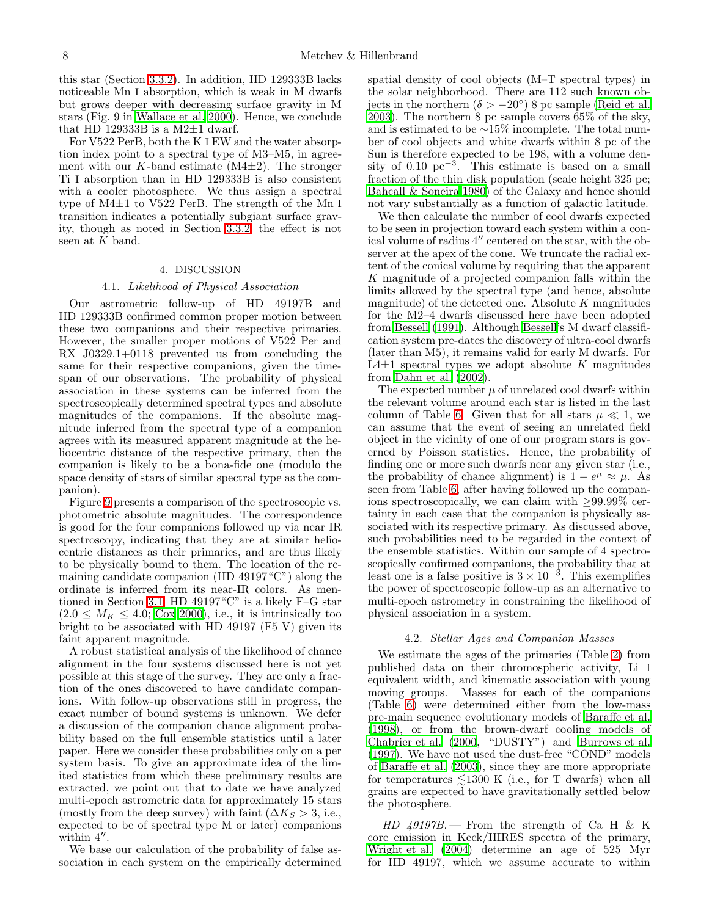this star (Section 3.3.2). In addition, HD 129333B lacks noticeable Mn I absorption, which is weak in M dwarfs but grows deeper with decreasing surface gravity in M stars (Fig. 9 in Wallace et al. 2000). Hence, we conclude that HD 129333B is a M2±1 dwarf.

For V522 PerB, both the K I EW and the water absorption index point to a spectral type of M3–M5, in agreement with our $K$-band estimate (M4±2). The stronger Ti I absorption than in HD 129333B is also consistent with a cooler photosphere. We thus assign a spectral type of M4±1 to V522 PerB. The strength of the Mn I transition indicates a potentially subgiant surface gravity, though as noted in Section 3.3.2, the effect is not seen at $K$ band.

## 4. DISCUSSION

### 4.1. *Likelihood of Physical Association*

Our astrometric follow-up of HD 49197B and HD 129333B confirmed common proper motion between these two companions and their respective primaries. However, the smaller proper motions of V522 Per and RX J0329.1+0118 prevented us from concluding the same for their respective companions, given the timespan of our observations. The probability of physical association in these systems can be inferred from the spectroscopically determined spectral types and absolute magnitudes of the companions. If the absolute magnitude inferred from the spectral type of a companion agrees with its measured apparent magnitude at the heliocentric distance of the respective primary, then the companion is likely to be a bona-fide one (modulo the space density of stars of similar spectral type as the companion).

Figure 9 presents a comparison of the spectroscopic vs. photometric absolute magnitudes. The correspondence is good for the four companions followed up via near IR spectroscopy, indicating that they are at similar heliocentric distances as their primaries, and are thus likely to be physically bound to them. The location of the remaining candidate companion (HD 49197"C") along the ordinate is inferred from its near-IR colors. As mentioned in Section 3.1, HD 49197"C" is a likely F–G star ($2.0 \leq M_K \leq 4.0$; Cox 2000), i.e., it is intrinsically too bright to be associated with HD 49197 (F5 V) given its faint apparent magnitude.

A robust statistical analysis of the likelihood of chance alignment in the four systems discussed here is not yet possible at this stage of the survey. They are only a fraction of the ones discovered to have candidate companions. With follow-up observations still in progress, the exact number of bound systems is unknown. We defer a discussion of the companion chance alignment probability based on the full ensemble statistics until a later paper. Here we consider these probabilities only on a per system basis. To give an approximate idea of the limited statistics from which these preliminary results are extracted, we point out that to date we have analyzed multi-epoch astrometric data for approximately 15 stars (mostly from the deep survey) with faint ($\Delta K_S > 3$, i.e., expected to be of spectral type M or later) companions within 4″.

We base our calculation of the probability of false association in each system on the empirically determined spatial density of cool objects (M–T spectral types) in the solar neighborhood. There are 112 such known objects in the northern ($\delta > -20°$) 8 pc sample (Reid et al. 2003). The northern 8 pc sample covers 65% of the sky, and is estimated to be ∼15% incomplete. The total number of cool objects and white dwarfs within 8 pc of the Sun is therefore expected to be 198, with a volume density of 0.10 pc$^{-3}$. This estimate is based on a small fraction of the thin disk population (scale height 325 pc; Bahcall & Soneira 1980) of the Galaxy and hence should not vary substantially as a function of galactic latitude.

We then calculate the number of cool dwarfs expected to be seen in projection toward each system within a conical volume of radius 4″ centered on the star, with the observer at the apex of the cone. We truncate the radial extent of the conical volume by requiring that the apparent $K$ magnitude of a projected companion falls within the limits allowed by the spectral type (and hence, absolute magnitude) of the detected one. Absolute $K$ magnitudes for the M2–4 dwarfs discussed here have been adopted from Bessell (1991). Although Bessell's M dwarf classification system pre-dates the discovery of ultra-cool dwarfs (later than M5), it remains valid for early M dwarfs. For L4±1 spectral types we adopt absolute $K$ magnitudes from Dahn et al. (2002).

The expected number $\mu$ of unrelated cool dwarfs within the relevant volume around each star is listed in the last column of Table 6. Given that for all stars $\mu \ll 1$, we can assume that the event of seeing an unrelated field object in the vicinity of one of our program stars is governed by Poisson statistics. Hence, the probability of finding one or more such dwarfs near any given star (i.e., the probability of chance alignment) is $1 - e^{\mu} \approx \mu$. As seen from Table 6, after having followed up the companions spectroscopically, we can claim with ≥99.99% certainty in each case that the companion is physically associated with its respective primary. As discussed above, such probabilities need to be regarded in the context of the ensemble statistics. Within our sample of 4 spectroscopically confirmed companions, the probability that at least one is a false positive is $3 \times 10^{-3}$. This exemplifies the power of spectroscopic follow-up as an alternative to multi-epoch astrometry in constraining the likelihood of physical association in a system.

### 4.2. *Stellar Ages and Companion Masses*

We estimate the ages of the primaries (Table 2) from published data on their chromospheric activity, Li I equivalent width, and kinematic association with young moving groups. Masses for each of the companions (Table 6) were determined either from the low-mass pre-main sequence evolutionary models of Baraffe et al. (1998), or from the brown-dwarf cooling models of Chabrier et al. (2000, "DUSTY") and Burrows et al. (1997). We have not used the dust-free "COND" models of Baraffe et al. (2003), since they are more appropriate for temperatures $\lesssim$1300 K (i.e., for T dwarfs) when all grains are expected to have gravitationally settled below the photosphere.

*HD 49197B.*— From the strength of Ca H & K core emission in Keck/HIRES spectra of the primary, Wright et al. (2004) determine an age of 525 Myr for HD 49197, which we assume accurate to within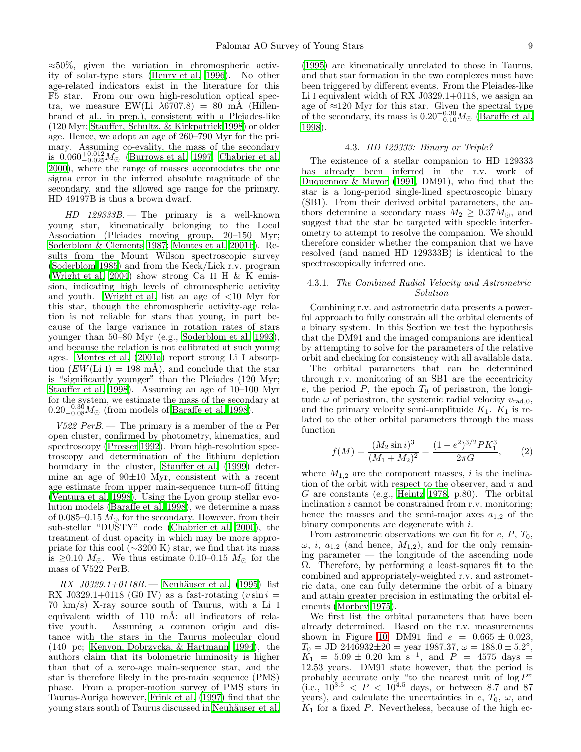≈50%, given the variation in chromospheric activity of solar-type stars (Henry et al. 1996). No other age-related indicators exist in the literature for this F5 star. From our own high-resolution optical spectra, we measure EW(Li λ6707.8) = 80 mÅ (Hillenbrand et al., in prep.), consistent with a Pleiades-like (120 Myr; Stauffer, Schultz, & Kirkpatrick 1998) or older age. Hence, we adopt an age of 260–790 Myr for the primary. Assuming co-evality, the mass of the secondary is $0.060^{+0.012}_{-0.025} M_{\odot}$ (Burrows et al. 1997; Chabrier et al. 2000), where the range of masses accomodates the one sigma error in the inferred absolute magnitude of the secondary, and the allowed age range for the primary. HD 49197B is thus a brown dwarf.

*HD 129333B.* — The primary is a well-known young star, kinematically belonging to the Local Association (Pleiades moving group, 20–150 Myr; Soderblom & Clements 1987; Montes et al. 2001b). Results from the Mount Wilson spectroscopic survey (Soderblom 1985) and from the Keck/Lick r.v. program (Wright et al. 2004) show strong Ca II H & K emission, indicating high levels of chromospheric activity and youth. Wright et al. list an age of <10 Myr for this star, though the chromospheric activity-age relation is not reliable for stars that young, in part because of the large variance in rotation rates of stars younger than 50–80 Myr (e.g., Soderblom et al. 1993), and because the relation is not calibrated at such young ages. Montes et al. (2001a) report strong Li I absorption ($EW$(Li I) = 198 mÅ), and conclude that the star is "significantly younger" than the Pleiades (120 Myr; Stauffer et al. 1998). Assuming an age of 10–100 Myr for the system, we estimate the mass of the secondary at $0.20^{+0.30}_{-0.08} M_{\odot}$ (from models of Baraffe et al. 1998).

*V522 PerB.* — The primary is a member of the α Per open cluster, confirmed by photometry, kinematics, and spectroscopy (Prosser 1992). From high-resolution spectroscopy and determination of the lithium depletion boundary in the cluster, Stauffer et al. (1999) determine an age of 90±10 Myr, consistent with a recent age estimate from upper main-sequence turn-off fitting (Ventura et al. 1998). Using the Lyon group stellar evolution models (Baraffe et al. 1998), we determine a mass of 0.085–0.15 $M_{\odot}$ for the secondary. However, from their sub-stellar "DUSTY" code (Chabrier et al. 2000), the treatment of dust opacity in which may be more appropriate for this cool (∼3200 K) star, we find that its mass is ≥0.10 $M_{\odot}$. We thus estimate 0.10–0.15 $M_{\odot}$ for the mass of V522 PerB.

*RX J0329.1+0118B.* — Neuhäuser et al. (1995) list RX J0329.1+0118 (G0 IV) as a fast-rotating ($v \sin i$ = 70 km/s) X-ray source south of Taurus, with a Li I equivalent width of 110 mÅ: all indicators of relative youth. Assuming a common origin and distance with the stars in the Taurus molecular cloud (140 pc; Kenyon, Dobrzycka, & Hartmann 1994), the authors claim that its bolometric luminosity is higher than that of a zero-age main-sequence star, and the star is therefore likely in the pre-main sequence (PMS) phase. From a proper-motion survey of PMS stars in Taurus-Auriga however, Frink et al. (1997) find that the young stars south of Taurus discussed in Neuhäuser et al. (1995) are kinematically unrelated to those in Taurus, and that star formation in the two complexes must have been triggered by different events. From the Pleiades-like Li I equivalent width of RX J0329.1+0118, we assign an age of ≈120 Myr for this star. Given the spectral type of the secondary, its mass is $0.20^{+0.30}_{-0.10} M_{\odot}$ (Baraffe et al. 1998).

### 4.3. *HD 129333: Binary or Triple?*

The existence of a stellar companion to HD 129333 has already been inferred in the r.v. work of Duquennoy & Mayor (1991, DM91), who find that the star is a long-period single-lined spectroscopic binary (SB1). From their derived orbital parameters, the authors determine a secondary mass $M_2 \geq 0.37 M_{\odot}$, and suggest that the star be targeted with speckle interferometry to attempt to resolve the companion. We should therefore consider whether the companion that we have resolved (and named HD 129333B) is identical to the spectroscopically inferred one.

#### 4.3.1. *The Combined Radial Velocity and Astrometric Solution*

Combining r.v. and astrometric data presents a powerful approach to fully constrain all the orbital elements of a binary system. In this Section we test the hypothesis that the DM91 and the imaged companions are identical by attempting to solve for the parameters of the relative orbit and checking for consistency with all available data.

The orbital parameters that can be determined through r.v. monitoring of an SB1 are the eccentricity $e$, the period $P$, the epoch $T_0$ of periastron, the longitude $\omega$ of periastron, the systemic radial velocity $v_{\rm rad,0}$, and the primary velocity semi-amplituide $K_1$. $K_1$ is related to the other orbital parameters through the mass function

$$f(M) = \frac{(M_2 \sin i)^3}{(M_1 + M_2)^2} = \frac{(1-e^2)^{3/2} P K_1^3}{2\pi G}, \qquad (2)$$

where $M_{1,2}$ are the component masses, $i$ is the inclination of the orbit with respect to the observer, and $\pi$ and $G$ are constants (e.g., Heintz 1978, p.80). The orbital inclination $i$ cannot be constrained from r.v. monitoring; hence the masses and the semi-major axes $a_{1,2}$ of the binary components are degenerate with $i$.

From astrometric observations we can fit for $e$, $P$, $T_0$, $\omega$, $i$, $a_{1,2}$ (and hence, $M_{1,2}$), and for the only remaining parameter — the longitude of the ascending node $\Omega$. Therefore, by performing a least-squares fit to the combined and appropriately-weighted r.v. and astrometric data, one can fully determine the orbit of a binary and attain greater precision in estimating the orbital elements (Morbey 1975).

We first list the orbital parameters that have been already determined. Based on the r.v. measurements shown in Figure 10, DM91 find $e$ = 0.665 ± 0.023, $T_0$ = JD 2446932±20 = year 1987.37, $\omega$ = 188.0 ± 5.2°, $K_1$ = 5.09 ± 0.20 km s$^{-1}$, and $P$ = 4575 days = 12.53 years. DM91 state however, that the period is probably accurate only "to the nearest unit of $\log P$" (i.e., $10^{3.5} < P < 10^{4.5}$ days, or between 8.7 and 87 years), and calculate the uncertainties in $e$, $T_0$, $\omega$, and $K_1$ for a fixed $P$. Nevertheless, because of the high ec-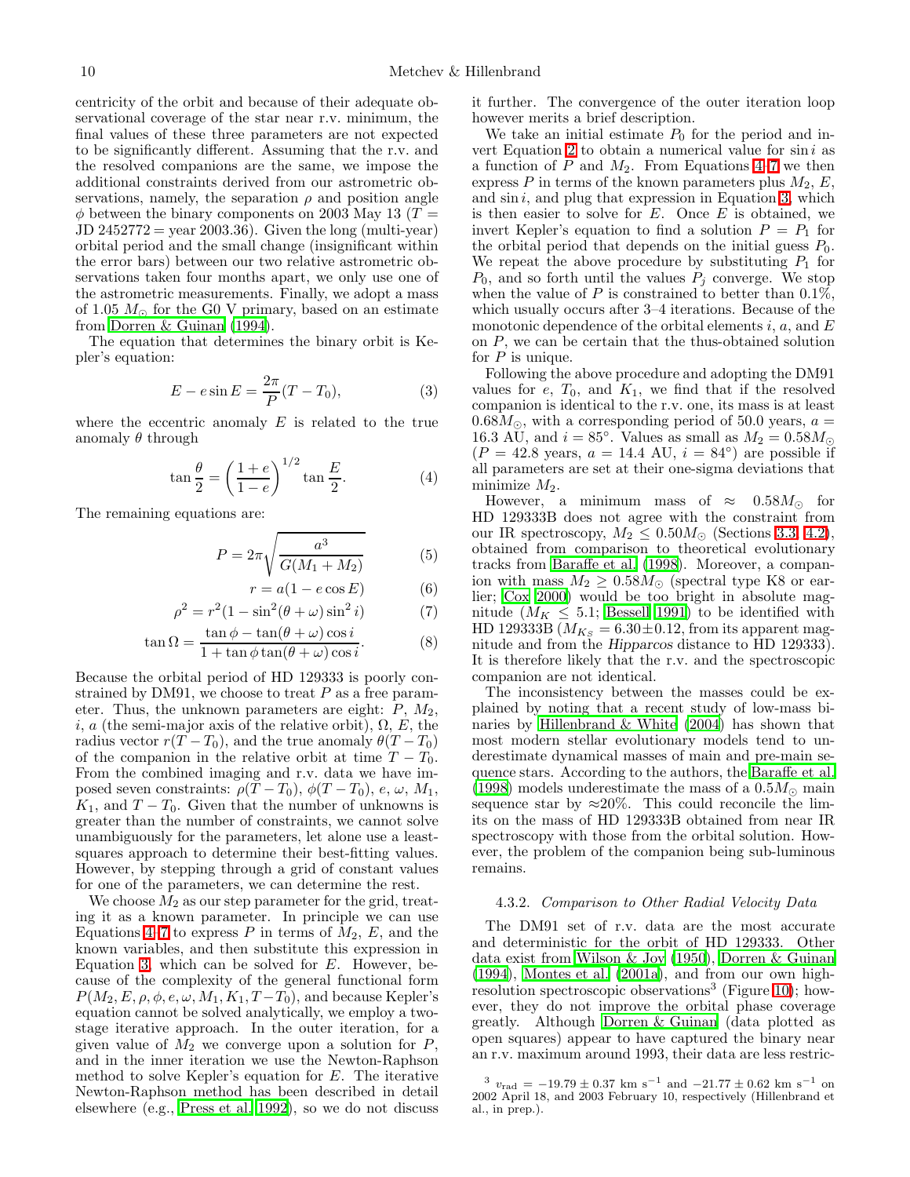centricity of the orbit and because of their adequate observational coverage of the star near r.v. minimum, the final values of these three parameters are not expected to be significantly different. Assuming that the r.v. and the resolved companions are the same, we impose the additional constraints derived from our astrometric observations, namely, the separation $\rho$ and position angle $\phi$ between the binary components on 2003 May 13 ($T =$ JD 2452772 = year 2003.36). Given the long (multi-year) orbital period and the small change (insignificant within the error bars) between our two relative astrometric observations taken four months apart, we only use one of the astrometric measurements. Finally, we adopt a mass of 1.05 $M_\odot$ for the G0 V primary, based on an estimate from Dorren & Guinan (1994).

The equation that determines the binary orbit is Kepler's equation:

$$E - e \sin E = \frac{2\pi}{P}(T - T_0), \tag{3}$$

where the eccentric anomaly $E$ is related to the true anomaly $\theta$ through

$$\tan \frac{\theta}{2} = \left(\frac{1+e}{1-e}\right)^{1/2} \tan \frac{E}{2}. \tag{4}$$

The remaining equations are:

$$P = 2\pi \sqrt{\frac{a^3}{G(M_1 + M_2)}} \tag{5}$$

$$r = a(1 - e \cos E) \tag{6}$$

$$\rho^2 = r^2(1 - \sin^2(\theta + \omega) \sin^2 i) \tag{7}$$

$$\tan \Omega = \frac{\tan \phi - \tan(\theta + \omega) \cos i}{1 + \tan \phi \tan(\theta + \omega) \cos i}. \tag{8}$$

Because the orbital period of HD 129333 is poorly constrained by DM91, we choose to treat $P$ as a free parameter. Thus, the unknown parameters are eight: $P$, $M_2$, $i$, $a$ (the semi-major axis of the relative orbit), $\Omega$, $E$, the radius vector $r(T - T_0)$, and the true anomaly $\theta(T - T_0)$ of the companion in the relative orbit at time $T - T_0$. From the combined imaging and r.v. data we have imposed seven constraints: $\rho(T - T_0)$, $\phi(T - T_0)$, $e$, $\omega$, $M_1$, $K_1$, and $T - T_0$. Given that the number of unknowns is greater than the number of constraints, we cannot solve unambiguously for the parameters, let alone use a least-squares approach to determine their best-fitting values. However, by stepping through a grid of constant values for one of the parameters, we can determine the rest.

We choose $M_2$ as our step parameter for the grid, treating it as a known parameter. In principle we can use Equations 4–7 to express $P$ in terms of $M_2$, $E$, and the known variables, and then substitute this expression in Equation 3, which can be solved for $E$. However, because of the complexity of the general functional form $P(M_2, E, \rho, \phi, e, \omega, M_1, K_1, T - T_0)$, and because Kepler's equation cannot be solved analytically, we employ a two-stage iterative approach. In the outer iteration, for a given value of $M_2$ we converge upon a solution for $P$, and in the inner iteration we use the Newton-Raphson method to solve Kepler's equation for $E$. The iterative Newton-Raphson method has been described in detail elsewhere (e.g., Press et al. 1992), so we do not discuss it further. The convergence of the outer iteration loop however merits a brief description.

We take an initial estimate $P_0$ for the period and invert Equation 2 to obtain a numerical value for $\sin i$ as a function of $P$ and $M_2$. From Equations 4–7 we then express $P$ in terms of the known parameters plus $M_2$, $E$, and $\sin i$, and plug that expression in Equation 3, which is then easier to solve for $E$. Once $E$ is obtained, we invert Kepler's equation to find a solution $P = P_1$ for the orbital period that depends on the initial guess $P_0$. We repeat the above procedure by substituting $P_1$ for $P_0$, and so forth until the values $P_j$ converge. We stop when the value of $P$ is constrained to better than 0.1%, which usually occurs after 3–4 iterations. Because of the monotonic dependence of the orbital elements $i$, $a$, and $E$ on $P$, we can be certain that the thus-obtained solution for $P$ is unique.

Following the above procedure and adopting the DM91 values for $e$, $T_0$, and $K_1$, we find that if the resolved companion is identical to the r.v. one, its mass is at least $0.68 M_\odot$, with a corresponding period of 50.0 years, $a =$ 16.3 AU, and $i = 85°$. Values as small as $M_2 = 0.58 M_\odot$ ($P = 42.8$ years, $a = 14.4$ AU, $i = 84°$) are possible if all parameters are set at their one-sigma deviations that minimize $M_2$.

However, a minimum mass of $\approx 0.58 M_\odot$ for HD 129333B does not agree with the constraint from our IR spectroscopy, $M_2 \leq 0.50 M_\odot$ (Sections 3.3, 4.2), obtained from comparison to theoretical evolutionary tracks from Baraffe et al. (1998). Moreover, a companion with mass $M_2 \geq 0.58 M_\odot$ (spectral type K8 or earlier; Cox 2000) would be too bright in absolute magnitude ($M_K \leq 5.1$; Bessell 1991) to be identified with HD 129333B ($M_{K_S} = 6.30 \pm 0.12$, from its apparent magnitude and from the *Hipparcos* distance to HD 129333). It is therefore likely that the r.v. and the spectroscopic companion are not identical.

The inconsistency between the masses could be explained by noting that a recent study of low-mass binaries by Hillenbrand & White (2004) has shown that most modern stellar evolutionary models tend to underestimate dynamical masses of main and pre-main sequence stars. According to the authors, the Baraffe et al. (1998) models underestimate the mass of a $0.5 M_\odot$ main sequence star by $\approx$20%. This could reconcile the limits on the mass of HD 129333B obtained from near IR spectroscopy with those from the orbital solution. However, the problem of the companion being sub-luminous remains.

#### 4.3.2. *Comparison to Other Radial Velocity Data*

The DM91 set of r.v. data are the most accurate and deterministic for the orbit of HD 129333. Other data exist from Wilson & Joy (1950), Dorren & Guinan (1994), Montes et al. (2001a), and from our own high-resolution spectroscopic observations[3] (Figure 10); however, they do not improve the orbital phase coverage greatly. Although Dorren & Guinan (data plotted as open squares) appear to have captured the binary near an r.v. maximum around 1993, their data are less restric-

[3] $v_{\rm rad} = -19.79 \pm 0.37$ km s$^{-1}$ and $-21.77 \pm 0.62$ km s$^{-1}$ on 2002 April 18, and 2003 February 10, respectively (Hillenbrand et al., in prep.).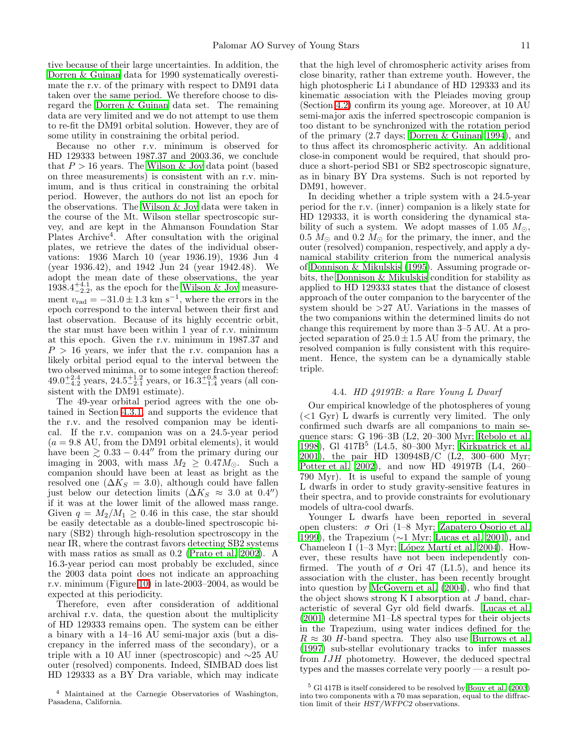tive because of their large uncertainties. In addition, the Dorren & Guinan data for 1990 systematically overestimate the r.v. of the primary with respect to DM91 data taken over the same period. We therefore choose to disregard the Dorren & Guinan data set. The remaining data are very limited and we do not attempt to use them to re-fit the DM91 orbital solution. However, they are of some utility in constraining the orbital period.

Because no other r.v. minimum is observed for HD 129333 between 1987.37 and 2003.36, we conclude that $P > 16$ years. The Wilson & Joy data point (based on three measurements) is consistent with an r.v. minimum, and is thus critical in constraining the orbital period. However, the authors do not list an epoch for the observations. The Wilson & Joy data were taken in the course of the Mt. Wilson stellar spectroscopic survey, and are kept in the Ahmanson Foundation Star Plates Archive[4]. After consultation with the original plates, we retrieve the dates of the individual observations: 1936 March 10 (year 1936.19), 1936 Jun 4 (year 1936.42), and 1942 Jun 24 (year 1942.48). We adopt the mean date of these observations, the year $1938.4^{+4.1}_{-2.2}$, as the epoch for the Wilson & Joy measurement $v_{\rm rad} = -31.0 \pm 1.3$ km s$^{-1}$, where the errors in the epoch correspond to the interval between their first and last observation. Because of its highly eccentric orbit, the star must have been within 1 year of r.v. minimum at this epoch. Given the r.v. minimum in 1987.37 and $P > 16$ years, we infer that the r.v. companion has a likely orbital period equal to the interval between the two observed minima, or to some integer fraction thereof: $49.0^{+2.4}_{-4.2}$ years, $24.5^{+1.2}_{-2.1}$ years, or $16.3^{+0.8}_{-1.4}$ years (all consistent with the DM91 estimate).

The 49-year orbital period agrees with the one obtained in Section 4.3.1, and supports the evidence that the r.v. and the resolved companion may be identical. If the r.v. companion was on a 24.5-year period ($a = 9.8$ AU, from the DM91 orbital elements), it would have been $\gtrsim 0.33 - 0.44''$ from the primary during our imaging in 2003, with mass $M_2 \geq 0.47 M_\odot$. Such a companion should have been at least as bright as the resolved one ($\Delta K_S = 3.0$), although could have fallen just below our detection limits ($\Delta K_S \approx 3.0$ at $0.4''$) if it was at the lower limit of the allowed mass range. Given $q = M_2/M_1 \geq 0.46$ in this case, the star should be easily detectable as a double-lined spectroscopic binary (SB2) through high-resolution spectroscopy in the near IR, where the contrast favors detecting SB2 systems with mass ratios as small as 0.2 (Prato et al. 2002). A 16.3-year period can most probably be excluded, since the 2003 data point does not indicate an approaching r.v. minimum (Figure 10) in late-2003–2004, as would be expected at this periodicity.

Therefore, even after consideration of additional archival r.v. data, the question about the multiplicity of HD 129333 remains open. The system can be either a binary with a 14–16 AU semi-major axis (but a discrepancy in the inferred mass of the secondary), or a triple with a 10 AU inner (spectroscopic) and ∼25 AU outer (resolved) components. Indeed, SIMBAD does list HD 129333 as a BY Dra variable, which may indicate that the high level of chromospheric activity arises from close binarity, rather than extreme youth. However, the high photospheric Li I abundance of HD 129333 and its kinematic association with the Pleiades moving group (Section 4.2) confirm its young age. Moreover, at 10 AU semi-major axis the inferred spectroscopic companion is too distant to be synchronized with the rotation period of the primary (2.7 days; Dorren & Guinan 1994), and to thus affect its chromospheric activity. An additional close-in component would be required, that should produce a short-period SB1 or SB2 spectroscopic signature, as in binary BY Dra systems. Such is not reported by DM91, however.

In deciding whether a triple system with a 24.5-year period for the r.v. (inner) companion is a likely state for HD 129333, it is worth considering the dynamical stability of such a system. We adopt masses of 1.05 $M_\odot$, 0.5 $M_\odot$ and 0.2 $M_\odot$ for the primary, the inner, and the outer (resolved) companion, respectively, and apply a dynamical stability criterion from the numerical analysis of Donnison & Mikulskis (1995). Assuming prograde orbits, the Donnison & Mikulskis condition for stability as applied to HD 129333 states that the distance of closest approach of the outer companion to the barycenter of the system should be >27 AU. Variations in the masses of the two companions within the determined limits do not change this requirement by more than 3–5 AU. At a projected separation of $25.0 \pm 1.5$ AU from the primary, the resolved companion is fully consistent with this requirement. Hence, the system can be a dynamically stable triple.

### 4.4. *HD 49197B: a Rare Young L Dwarf*

Our empirical knowledge of the photospheres of young (<1 Gyr) L dwarfs is currently very limited. The only confirmed such dwarfs are all companions to main sequence stars: G 196–3B (L2, 20–300 Myr; Rebolo et al. 1998), Gl 417B[5] (L4.5, 80–300 Myr; Kirkpatrick et al. 2001), the pair HD 130948B/C (L2, 300–600 Myr; Potter et al. 2002), and now HD 49197B (L4, 260–790 Myr). It is useful to expand the sample of young L dwarfs in order to study gravity-sensitive features in their spectra, and to provide constraints for evolutionary models of ultra-cool dwarfs.

Younger L dwarfs have been reported in several open clusters: $\sigma$ Ori (1–8 Myr; Zapatero Osorio et al. 1999), the Trapezium (∼1 Myr; Lucas et al. 2001), and Chameleon I (1–3 Myr; López Martí et al. 2004). However, these results have not been independently confirmed. The youth of $\sigma$ Ori 47 (L1.5), and hence its association with the cluster, has been recently brought into question by McGovern et al. (2004), who find that the object shows strong K I absorption at $J$ band, characteristic of several Gyr old field dwarfs. Lucas et al. (2001) determine M1–L8 spectral types for their objects in the Trapezium, using water indices defined for the $R \approx 30$ $H$-band spectra. They also use Burrows et al. (1997) sub-stellar evolutionary tracks to infer masses from $IJH$ photometry. However, the deduced spectral types and the masses correlate very poorly — a result po-

[4] Maintained at the Carnegie Observatories of Washington, Pasadena, California.

[5] Gl 417B is itself considered to be resolved by Bouy et al. (2003) into two components with a 70 mas separation, equal to the diffraction limit of their *HST/WFPC2* observations.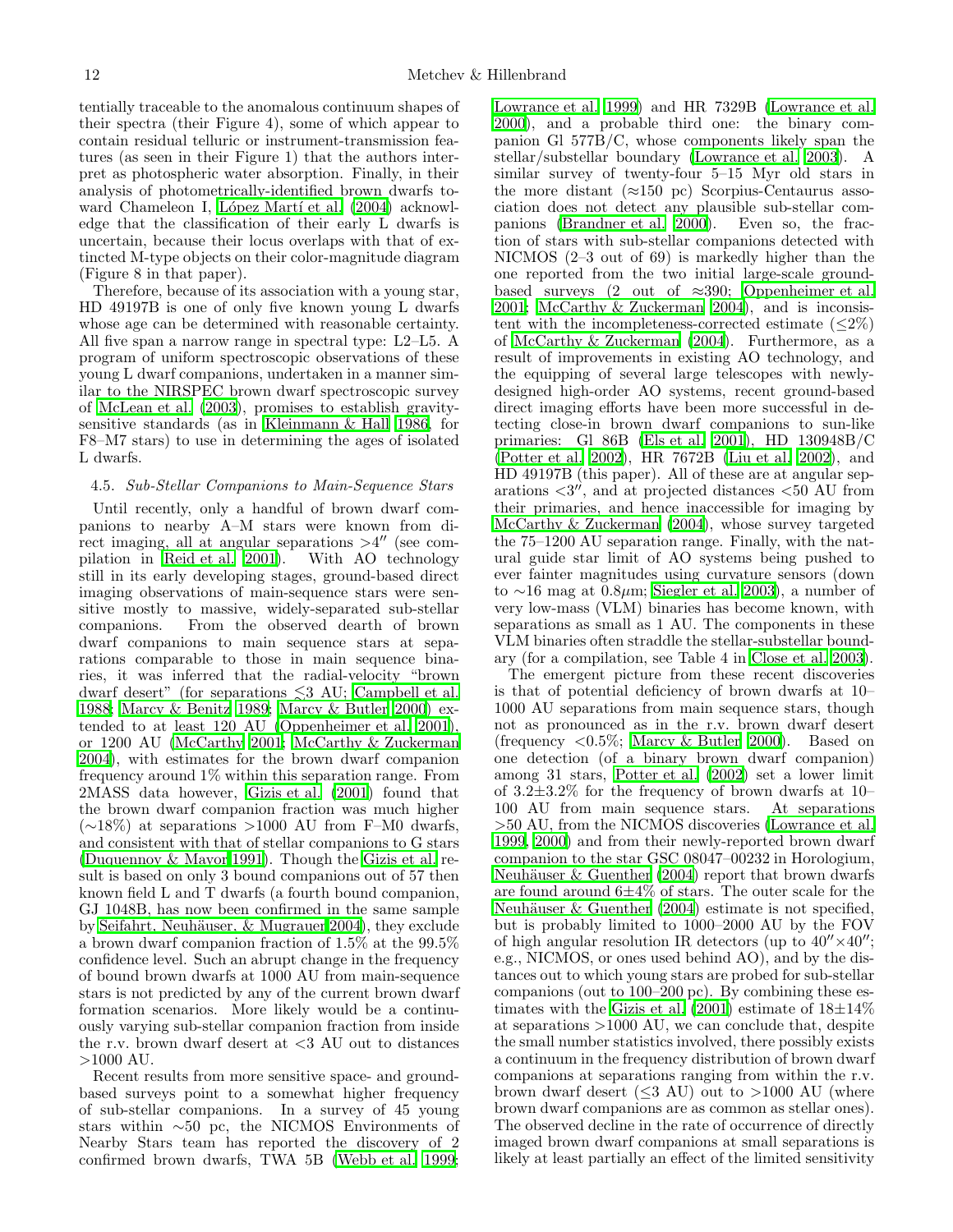tentially traceable to the anomalous continuum shapes of their spectra (their Figure 4), some of which appear to contain residual telluric or instrument-transmission features (as seen in their Figure 1) that the authors interpret as photospheric water absorption. Finally, in their analysis of photometrically-identified brown dwarfs toward Chameleon I, López Martí et al. (2004) acknowledge that the classification of their early L dwarfs is uncertain, because their locus overlaps with that of extincted M-type objects on their color-magnitude diagram (Figure 8 in that paper).

Therefore, because of its association with a young star, HD 49197B is one of only five known young L dwarfs whose age can be determined with reasonable certainty. All five span a narrow range in spectral type: L2–L5. A program of uniform spectroscopic observations of these young L dwarf companions, undertaken in a manner similar to the NIRSPEC brown dwarf spectroscopic survey of McLean et al. (2003), promises to establish gravity-sensitive standards (as in Kleinmann & Hall 1986, for F8–M7 stars) to use in determining the ages of isolated L dwarfs.

### 4.5. *Sub-Stellar Companions to Main-Sequence Stars*

Until recently, only a handful of brown dwarf companions to nearby A–M stars were known from direct imaging, all at angular separations $>4''$ (see compilation in Reid et al. 2001). With AO technology still in its early developing stages, ground-based direct imaging observations of main-sequence stars were sensitive mostly to massive, widely-separated sub-stellar companions. From the observed dearth of brown dwarf companions to main sequence stars at separations comparable to those in main sequence binaries, it was inferred that the radial-velocity "brown dwarf desert" (for separations $\lesssim$3 AU; Campbell et al. 1988; Marcy & Benitz 1989; Marcy & Butler 2000) extended to at least 120 AU (Oppenheimer et al. 2001), or 1200 AU (McCarthy 2001; McCarthy & Zuckerman 2004), with estimates for the brown dwarf companion frequency around 1% within this separation range. From 2MASS data however, Gizis et al. (2001) found that the brown dwarf companion fraction was much higher ($\sim$18%) at separations $>$1000 AU from F–M0 dwarfs, and consistent with that of stellar companions to G stars (Duquennoy & Mayor 1991). Though the Gizis et al. result is based on only 3 bound companions out of 57 then known field L and T dwarfs (a fourth bound companion, GJ 1048B, has now been confirmed in the same sample by Seifahrt, Neuhäuser, & Mugrauer 2004), they exclude a brown dwarf companion fraction of 1.5% at the 99.5% confidence level. Such an abrupt change in the frequency of bound brown dwarfs at 1000 AU from main-sequence stars is not predicted by any of the current brown dwarf formation scenarios. More likely would be a continuously varying sub-stellar companion fraction from inside the r.v. brown dwarf desert at $<$3 AU out to distances $>$1000 AU.

Recent results from more sensitive space- and ground-based surveys point to a somewhat higher frequency of sub-stellar companions. In a survey of 45 young stars within $\sim$50 pc, the NICMOS Environments of Nearby Stars team has reported the discovery of 2 confirmed brown dwarfs, TWA 5B (Webb et al. 1999; Lowrance et al. 1999) and HR 7329B (Lowrance et al. 2000), and a probable third one: the binary companion Gl 577B/C, whose components likely span the stellar/substellar boundary (Lowrance et al. 2003). A similar survey of twenty-four 5–15 Myr old stars in the more distant ($\approx$150 pc) Scorpius-Centaurus association does not detect any plausible sub-stellar companions (Brandner et al. 2000). Even so, the fraction of stars with sub-stellar companions detected with NICMOS (2–3 out of 69) is markedly higher than the one reported from the two initial large-scale ground-based surveys (2 out of $\approx$390; Oppenheimer et al. 2001; McCarthy & Zuckerman 2004), and is inconsistent with the incompleteness-corrected estimate ($\lesssim$2%) of McCarthy & Zuckerman (2004). Furthermore, as a result of improvements in existing AO technology, and the equipping of several large telescopes with newly-designed high-order AO systems, recent ground-based direct imaging efforts have been more successful in detecting close-in brown dwarf companions to sun-like primaries: Gl 86B (Els et al. 2001), HD 130948B/C (Potter et al. 2002), HR 7672B (Liu et al. 2002), and HD 49197B (this paper). All of these are at angular separations $<3''$, and at projected distances $<$50 AU from their primaries, and hence inaccessible for imaging by McCarthy & Zuckerman (2004), whose survey targeted the 75–1200 AU separation range. Finally, with the natural guide star limit of AO systems being pushed to ever fainter magnitudes using curvature sensors (down to $\sim$16 mag at 0.8$\mu$m; Siegler et al. 2003), a number of very low-mass (VLM) binaries has become known, with separations as small as 1 AU. The components in these VLM binaries often straddle the stellar-substellar boundary (for a compilation, see Table 4 in Close et al. 2003).

The emergent picture from these recent discoveries is that of potential deficiency of brown dwarfs at 10–1000 AU separations from main sequence stars, though not as pronounced as in the r.v. brown dwarf desert (frequency $<$0.5%; Marcy & Butler 2000). Based on one detection (of a binary brown dwarf companion) among 31 stars, Potter et al. (2002) set a lower limit of 3.2$\pm$3.2% for the frequency of brown dwarfs at 10–100 AU from main sequence stars. At separations $>$50 AU, from the NICMOS discoveries (Lowrance et al. 1999, 2000) and from their newly-reported brown dwarf companion to the star GSC 08047–00232 in Horologium, Neuhäuser & Guenther (2004) report that brown dwarfs are found around 6$\pm$4% of stars. The outer scale for the Neuhäuser & Guenther (2004) estimate is not specified, but is probably limited to 1000–2000 AU by the FOV of high angular resolution IR detectors (up to $40''\times40''$; e.g., NICMOS, or ones used behind AO), and by the distances out to which young stars are probed for sub-stellar companions (out to 100–200 pc). By combining these estimates with the Gizis et al. (2001) estimate of 18$\pm$14% at separations $>$1000 AU, we can conclude that, despite the small number statistics involved, there possibly exists a continuum in the frequency distribution of brown dwarf companions at separations ranging from within the r.v. brown dwarf desert ($\lesssim$3 AU) out to $>$1000 AU (where brown dwarf companions are as common as stellar ones). The observed decline in the rate of occurrence of directly imaged brown dwarf companions at small separations is likely at least partially an effect of the limited sensitivity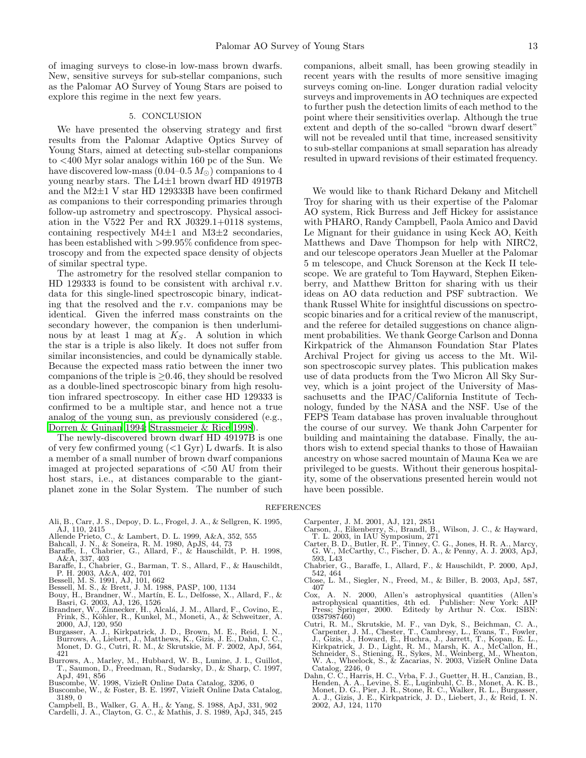of imaging surveys to close-in low-mass brown dwarfs. New, sensitive surveys for sub-stellar companions, such as the Palomar AO Survey of Young Stars are poised to explore this regime in the next few years.

## 5. CONCLUSION

We have presented the observing strategy and first results from the Palomar Adaptive Optics Survey of Young Stars, aimed at detecting sub-stellar companions to <400 Myr solar analogs within 160 pc of the Sun. We have discovered low-mass (0.04–0.5 $M_{\odot}$) companions to 4 young nearby stars. The L4±1 brown dwarf HD 49197B and the M2±1 V star HD 129333B have been confirmed as companions to their corresponding primaries through follow-up astrometry and spectroscopy. Physical association in the V522 Per and RX J0329.1+0118 systems, containing respectively M4±1 and M3±2 secondaries, has been established with >99.95% confidence from spectroscopy and from the expected space density of objects of similar spectral type.

The astrometry for the resolved stellar companion to HD 129333 is found to be consistent with archival r.v. data for this single-lined spectroscopic binary, indicating that the resolved and the r.v. companions may be identical. Given the inferred mass constraints on the secondary however, the companion is then underluminous by at least 1 mag at $K_S$. A solution in which the star is a triple is also likely. It does not suffer from similar inconsistencies, and could be dynamically stable. Because the expected mass ratio between the inner two companions of the triple is ≥0.46, they should be resolved as a double-lined spectroscopic binary from high resolution infrared spectroscopy. In either case HD 129333 is confirmed to be a multiple star, and hence not a true analog of the young sun, as previously considered (e.g., Dorren & Guinan 1994; Strassmeier & Rice 1998).

The newly-discovered brown dwarf HD 49197B is one of very few confirmed young (<1 Gyr) L dwarfs. It is also a member of a small number of brown dwarf companions imaged at projected separations of <50 AU from their host stars, i.e., at distances comparable to the giant-planet zone in the Solar System. The number of such companions, albeit small, has been growing steadily in recent years with the results of more sensitive imaging surveys coming on-line. Longer duration radial velocity surveys and improvements in AO techniques are expected to further push the detection limits of each method to the point where their sensitivities overlap. Although the true extent and depth of the so-called "brown dwarf desert" will not be revealed until that time, increased sensitivity to sub-stellar companions at small separation has already resulted in upward revisions of their estimated frequency.

We would like to thank Richard Dekany and Mitchell Troy for sharing with us their expertise of the Palomar AO system, Rick Burress and Jeff Hickey for assistance with PHARO, Randy Campbell, Paola Amico and David Le Mignant for their guidance in using Keck AO, Keith Matthews and Dave Thompson for help with NIRC2, and our telescope operators Jean Mueller at the Palomar 5 m telescope, and Chuck Sorenson at the Keck II telescope. We are grateful to Tom Hayward, Stephen Eikenberry, and Matthew Britton for sharing with us their ideas on AO data reduction and PSF subtraction. We thank Russel White for insightful discussions on spectroscopic binaries and for a critical review of the manuscript, and the referee for detailed suggestions on chance alignment probabilities. We thank George Carlson and Donna Kirkpatrick of the Ahmanson Foundation Star Plates Archival Project for giving us access to the Mt. Wilson spectroscopic survey plates. This publication makes use of data products from the Two Micron All Sky Survey, which is a joint project of the University of Massachusetts and the IPAC/California Institute of Technology, funded by the NASA and the NSF. Use of the FEPS Team database has proven invaluable throughout the course of our survey. We thank John Carpenter for building and maintaining the database. Finally, the authors wish to extend special thanks to those of Hawaiian ancestry on whose sacred mountain of Mauna Kea we are privileged to be guests. Without their generous hospitality, some of the observations presented herein would not have been possible.

## REFERENCES

Ali, B., Carr, J. S., Depoy, D. L., Frogel, J. A., & Sellgren, K. 1995, AJ, 110, 2415

Allende Prieto, C., & Lambert, D. L. 1999, A&A, 352, 555

Bahcall, J. N., & Soneira, R. M. 1980, ApJS, 44, 73

Baraffe, I., Chabrier, G., Allard, F., & Hauschildt, P. H. 1998, A&A, 337, 403

Baraffe, I., Chabrier, G., Barman, T. S., Allard, F., & Hauschildt, P. H. 2003, A&A, 402, 701

Bessell, M. S. 1991, AJ, 101, 662

Bessell, M. S., & Brett, J. M. 1988, PASP, 100, 1134

Bouy, H., Brandner, W., Martín, E. L., Delfosse, X., Allard, F., & Basri, G. 2003, AJ, 126, 1526

Brandner, W., Zinnecker, H., Alcalá, J. M., Allard, F., Covino, E., Frink, S., Köhler, R., Kunkel, M., Moneti, A., & Schweitzer, A. 2000, AJ, 120, 950

Burgasser, A. J., Kirkpatrick, J. D., Brown, M. E., Reid, I. N., Burrows, A., Liebert, J., Matthews, K., Gizis, J. E., Dahn, C. C., Monet, D. G., Cutri, R. M., & Skrutskie, M. F. 2002, ApJ, 564, 421

Burrows, A., Marley, M., Hubbard, W. B., Lunine, J. I., Guillot, T., Saumon, D., Freedman, R., Sudarsky, D., & Sharp, C. 1997, ApJ, 491, 856

Buscombe, W. 1998, VizieR Online Data Catalog, 3206, 0

Buscombe, W., & Foster, B. E. 1997, VizieR Online Data Catalog, 3189, 0

Campbell, B., Walker, G. A. H., & Yang, S. 1988, ApJ, 331, 902

Cardelli, J. A., Clayton, G. C., & Mathis, J. S. 1989, ApJ, 345, 245

Carpenter, J. M. 2001, AJ, 121, 2851

Carson, J., Eikenberry, S., Brandl, B., Wilson, J. C., & Hayward, T. L. 2003, in IAU Symposium, 271

Carter, B. D., Butler, R. P., Tinney, C. G., Jones, H. R. A., Marcy, G. W., McCarthy, C., Fischer, D. A., & Penny, A. J. 2003, ApJ, 593, L43

Chabrier, G., Baraffe, I., Allard, F., & Hauschildt, P. 2000, ApJ, 542, 464

Close, L. M., Siegler, N., Freed, M., & Biller, B. 2003, ApJ, 587, 407

Cox, A. N. 2000, Allen's astrophysical quantities (Allen's astrophysical quantities, 4th ed. Publisher: New York: AIP Press; Springer, 2000. Editedy by Arthur N. Cox. ISBN: 0387987460)

Cutri, R. M., Skrutskie, M. F., van Dyk, S., Beichman, C. A., Carpenter, J. M., Chester, T., Cambresy, L., Evans, T., Fowler, J., Gizis, J., Howard, E., Huchra, J., Jarrett, T., Kopan, E. L., Kirkpatrick, J. D., Light, R. M., Marsh, K. A., McCallon, H., Schneider, S., Stiening, R., Sykes, M., Weinberg, M., Wheaton, W. A., Wheelock, S., & Zacarias, N. 2003, VizieR Online Data Catalog, 2246, 0

Dahn, C. C., Harris, H. C., Vrba, F. J., Guetter, H. H., Canzian, B., Henden, A. A., Levine, S. E., Luginbuhl, C. B., Monet, A. K. B., Monet, D. G., Pier, J. R., Stone, R. C., Walker, R. L., Burgasser, A. J., Gizis, J. E., Kirkpatrick, J. D., Liebert, J., & Reid, I. N. 2002, AJ, 124, 1170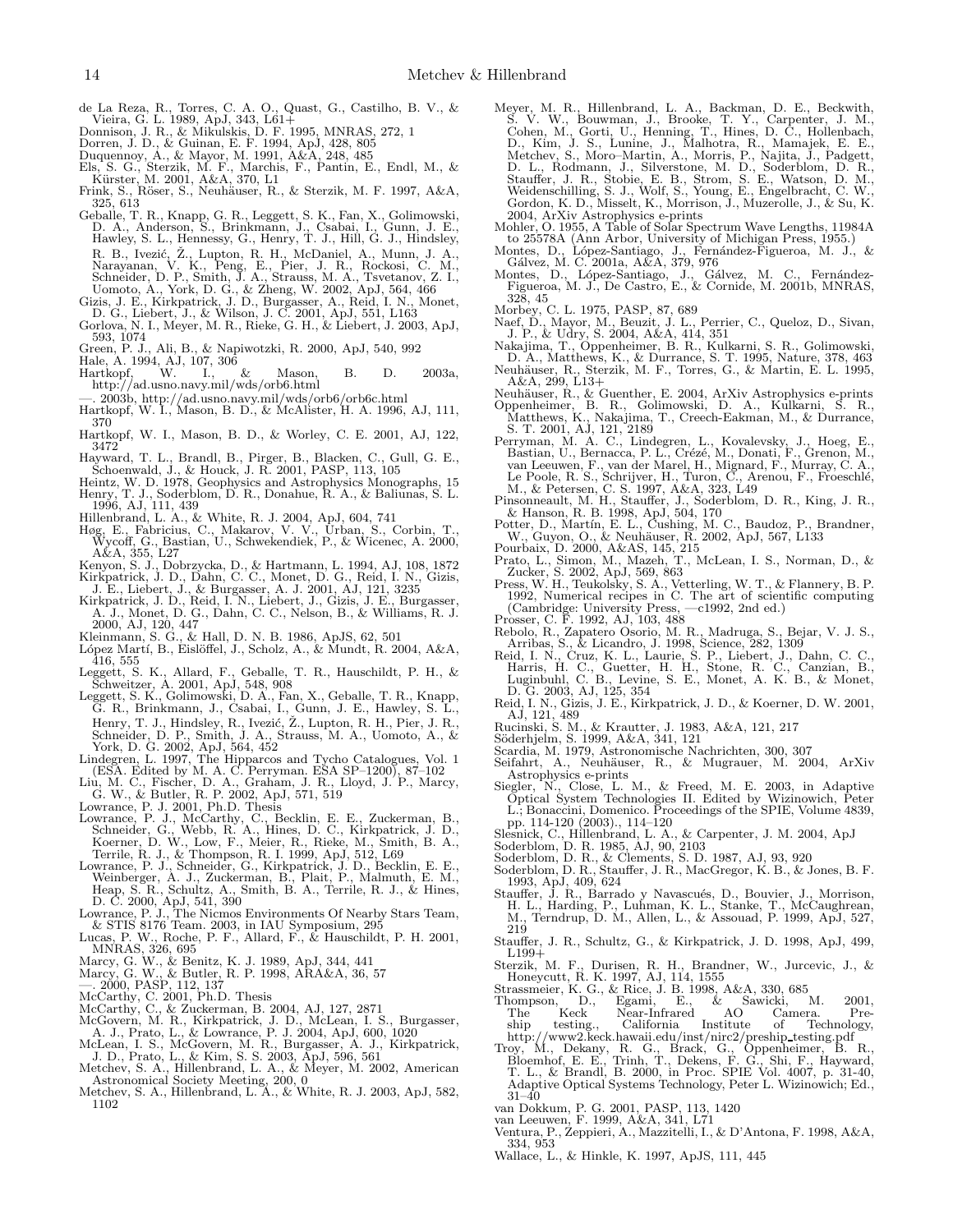de La Reza, R., Torres, C. A. O., Quast, G., Castilho, B. V., & Vieira, G. L. 1989, ApJ, 343, L61+

Donnison, J. R., & Mikulskis, D. F. 1995, MNRAS, 272, 1

Dorren, J. D., & Guinan, E. F. 1994, ApJ, 428, 805

Duquennoy, A., & Mayor, M. 1991, A&A, 248, 485

Els, S. G., Sterzik, M. F., Marchis, F., Pantin, E., Endl, M., & Kürster, M. 2001, A&A, 370, L1

Frink, S., Röser, S., Neuhäuser, R., & Sterzik, M. F. 1997, A&A, 325, 613

Geballe, T. R., Knapp, G. R., Leggett, S. K., Fan, X., Golimowski, D. A., Anderson, S., Brinkmann, J., Csabai, I., Gunn, J. E., Hawley, S. L., Hennessy, G., Henry, T. J., Hill, G. J., Hindsley, R. B., Ivezić, Ž., Lupton, R. H., McDaniel, A., Munn, J. A., Narayanan, V. K., Peng, E., Pier, J. R., Rockosi, C. M., Schneider, D. P., Smith, J. A., Strauss, M. A., Tsvetanov, Z. I., Uomoto, A., York, D. G., & Zheng, W. 2002, ApJ, 564, 466

Gizis, J. E., Kirkpatrick, J. D., Burgasser, A., Reid, I. N., Monet, D. G., Liebert, J., & Wilson, J. C. 2001, ApJ, 551, L163

Gorlova, N. I., Meyer, M. R., Rieke, G. H., & Liebert, J. 2003, ApJ, 593, 1074

Green, P. J., Ali, B., & Napiwotzki, R. 2000, ApJ, 540, 992

Hale, A. 1994, AJ, 107, 306

Hartkopf, W. I., & Mason, B. D. 2003a, http://ad.usno.navy.mil/wds/orb6.html

—. 2003b, http://ad.usno.navy.mil/wds/orb6/orb6c.html

Hartkopf, W. I., Mason, B. D., & McAlister, H. A. 1996, AJ, 111, 370

Hartkopf, W. I., Mason, B. D., & Worley, C. E. 2001, AJ, 122, 3472

Hayward, T. L., Brandl, B., Pirger, B., Blacken, C., Gull, G. E., Schoenwald, J., & Houck, J. R. 2001, PASP, 113, 105

Heintz, W. D. 1978, Geophysics and Astrophysics Monographs, 15

Henry, T. J., Soderblom, D. R., Donahue, R. A., & Baliunas, S. L. 1996, AJ, 111, 439

Hillenbrand, L. A., & White, R. J. 2004, ApJ, 604, 741

Høg, E., Fabricius, C., Makarov, V. V., Urban, S., Corbin, T., Wycoff, G., Bastian, U., Schwekendiek, P., & Wicenec, A. 2000, A&A, 355, L27

Kenyon, S. J., Dobrzycka, D., & Hartmann, L. 1994, AJ, 108, 1872

Kirkpatrick, J. D., Dahn, C. C., Monet, D. G., Reid, I. N., Gizis, J. E., Liebert, J., & Burgasser, A. J. 2001, AJ, 121, 3235

Kirkpatrick, J. D., Reid, I. N., Liebert, J., Gizis, J. E., Burgasser, A. J., Monet, D. G., Dahn, C. C., Nelson, B., & Williams, R. J. 2000, AJ, 120, 447

Kleinmann, S. G., & Hall, D. N. B. 1986, ApJS, 62, 501

López Martí, B., Eislöffel, J., Scholz, A., & Mundt, R. 2004, A&A, 416, 555

Leggett, S. K., Allard, F., Geballe, T. R., Hauschildt, P. H., & Schweitzer, A. 2001, ApJ, 548, 908

Leggett, S. K., Golimowski, D. A., Fan, X., Geballe, T. R., Knapp, G. R., Brinkmann, J., Csabai, I., Gunn, J. E., Hawley, S. L., Henry, T. J., Hindsley, R., Ivezić, Ž., Lupton, R. H., Pier, J. R., Schneider, D. P., Smith, J. A., Strauss, M. A., Uomoto, A., & York, D. G. 2002, ApJ, 564, 452

Lindegren, L. 1997, The Hipparcos and Tycho Catalogues, Vol. 1 (ESA. Edited by M. A. C. Perryman. ESA SP–1200), 87–102

Liu, M. C., Fischer, D. A., Graham, J. R., Lloyd, J. P., Marcy, G. W., & Butler, R. P. 2002, ApJ, 571, 519

Lowrance, P. J. 2001, Ph.D. Thesis

Lowrance, P. J., McCarthy, C., Becklin, E. E., Zuckerman, B., Schneider, G., Webb, R. A., Hines, D. C., Kirkpatrick, J. D., Koerner, D. W., Low, F., Meier, R., Rieke, M., Smith, B. A., Terrile, R. J., & Thompson, R. I. 1999, ApJ, 512, L69

Lowrance, P. J., Schneider, G., Kirkpatrick, J. D., Becklin, E. E., Weinberger, A. J., Zuckerman, B., Plait, P., Malmuth, E. M., Heap, S. R., Schultz, A., Smith, B. A., Terrile, R. J., & Hines, D. C. 2000, ApJ, 541, 390

Lowrance, P. J., The Nicmos Environments Of Nearby Stars Team, & STIS 8176 Team. 2003, in IAU Symposium, 295

Lucas, P. W., Roche, P. F., Allard, F., & Hauschildt, P. H. 2001, MNRAS, 326, 695

Marcy, G. W., & Benitz, K. J. 1989, ApJ, 344, 441

Marcy, G. W., & Butler, R. P. 1998, ARA&A, 36, 57

—. 2000, PASP, 112, 137

McCarthy, C. 2001, Ph.D. Thesis

McCarthy, C., & Zuckerman, B. 2004, AJ, 127, 2871

McGovern, M. R., Kirkpatrick, J. D., McLean, I. S., Burgasser, A. J., Prato, L., & Lowrance, P. J. 2004, ApJ, 600, 1020

McLean, I. S., McGovern, M. R., Burgasser, A. J., Kirkpatrick, J. D., Prato, L., & Kim, S. S. 2003, ApJ, 596, 561

Metchev, S. A., Hillenbrand, L. A., & Meyer, M. 2002, American Astronomical Society Meeting, 200, 0

Metchev, S. A., Hillenbrand, L. A., & White, R. J. 2003, ApJ, 582, 1102

Meyer, M. R., Hillenbrand, L. A., Backman, D. E., Beckwith, S. V. W., Bouwman, J., Brooke, T. Y., Carpenter, J. M., Cohen, M., Gorti, U., Henning, T., Hines, D. C., Hollenbach, D., Kim, J. S., Lunine, J., Malhotra, R., Mamajek, E. E., Metchev, S., Moro–Martin, A., Morris, P., Najita, J., Padgett, D. L., Rodmann, J., Silverstone, M. D., Soderblom, D. R., Stauffer, J. R., Stobie, E. B., Strom, S. E., Watson, D. M., Weidenschilling, S. J., Wolf, S., Young, E., Engelbracht, C. W., Gordon, K. D., Misselt, K., Morrison, J., Muzerolle, J., & Su, K. 2004, ArXiv Astrophysics e-prints

Mohler, O. 1955, A Table of Solar Spectrum Wave Lengths, 11984A to 25578A (Ann Arbor, University of Michigan Press, 1955.)

Montes, D., López-Santiago, J., Fernández-Figueroa, M. J., & Gálvez, M. C. 2001a, A&A, 379, 976

Montes, D., López-Santiago, J., Gálvez, M. C., Fernández-Figueroa, M. J., De Castro, E., & Cornide, M. 2001b, MNRAS, 328, 45

Morbey, C. L. 1975, PASP, 87, 689

Naef, D., Mayor, M., Beuzit, J. L., Perrier, C., Queloz, D., Sivan, J. P., & Udry, S. 2004, A&A, 414, 351

Nakajima, T., Oppenheimer, B. R., Kulkarni, S. R., Golimowski, D. A., Matthews, K., & Durrance, S. T. 1995, Nature, 378, 463

Neuhäuser, R., Sterzik, M. F., Torres, G., & Martin, E. L. 1995, A&A, 299, L13+

Neuhäuser, R., & Guenther, E. 2004, ArXiv Astrophysics e-prints

Oppenheimer, B. R., Golimowski, D. A., Kulkarni, S. R., Matthews, K., Nakajima, T., Creech-Eakman, M., & Durrance, S. T. 2001, AJ, 121, 2189

Perryman, M. A. C., Lindegren, L., Kovalevsky, J., Hoeg, E., Bastian, U., Bernacca, P. L., Crézé, M., Donati, F., Grenon, M., van Leeuwen, F., van der Marel, H., Mignard, F., Murray, C. A., Le Poole, R. S., Schrijver, H., Turon, C., Arenou, F., Froeschlé, M., & Petersen, C. S. 1997, A&A, 323, L49

Pinsonneault, M. H., Stauffer, J., Soderblom, D. R., King, J. R., & Hanson, R. B. 1998, ApJ, 504, 170

Potter, D., Martín, E. L., Cushing, M. C., Baudoz, P., Brandner, W., Guyon, O., & Neuhäuser, R. 2002, ApJ, 567, L133

Pourbaix, D. 2000, A&AS, 145, 215

Prato, L., Simon, M., Mazeh, T., McLean, I. S., Norman, D., & Zucker, S. 2002, ApJ, 569, 863

Press, W. H., Teukolsky, S. A., Vetterling, W. T., & Flannery, B. P. 1992, Numerical recipes in C. The art of scientific computing (Cambridge: University Press, —c1992, 2nd ed.)

Prosser, C. F. 1992, AJ, 103, 488

Rebolo, R., Zapatero Osorio, M. R., Madruga, S., Bejar, V. J. S., Arribas, S., & Licandro, J. 1998, Science, 282, 1309

Reid, I. N., Cruz, K. L., Laurie, S. P., Liebert, J., Dahn, C. C., Harris, H. C., Guetter, H. H., Stone, R. C., Canzian, B., Luginbuhl, C. B., Levine, S. E., Monet, A. K. B., & Monet, D. G. 2003, AJ, 125, 354

Reid, I. N., Gizis, J. E., Kirkpatrick, J. D., & Koerner, D. W. 2001, AJ, 121, 489

Rucinski, S. M., & Krautter, J. 1983, A&A, 121, 217

Söderhjelm, S. 1999, A&A, 341, 121

Scardia, M. 1979, Astronomische Nachrichten, 300, 307

Seifahrt, A., Neuhäuser, R., & Mugrauer, M. 2004, ArXiv Astrophysics e-prints

Siegler, N., Close, L. M., & Freed, M. E. 2003, in Adaptive Optical System Technologies II. Edited by Wizinowich, Peter L.; Bonaccini, Domenico. Proceedings of the SPIE, Volume 4839, pp. 114-120 (2003)., 114–120

Slesnick, C., Hillenbrand, L. A., & Carpenter, J. M. 2004, ApJ

Soderblom, D. R. 1985, AJ, 90, 2103

Soderblom, D. R., & Clements, S. D. 1987, AJ, 93, 920

Soderblom, D. R., Stauffer, J. R., MacGregor, K. B., & Jones, B. F. 1993, ApJ, 409, 624

Stauffer, J. R., Barrado y Navascués, D., Bouvier, J., Morrison, H. L., Harding, P., Luhman, K. L., Stanke, T., McCaughrean, M., Terndrup, D. M., Allen, L., & Assouad, P. 1999, ApJ, 527, 219

Stauffer, J. R., Schultz, G., & Kirkpatrick, J. D. 1998, ApJ, 499, L199+

Sterzik, M. F., Durisen, R. H., Brandner, W., Jurcevic, J., & Honeycutt, R. K. 1997, AJ, 114, 1555

Strassmeier, K. G., & Rice, J. B. 1998, A&A, 330, 685

Thompson, D., Egami, E., & Sawicki, M. 2001, The Keck Near-Infrared AO Camera. Pre-ship testing., California Institute of Technology, http://www2.keck.hawaii.edu/inst/nirc2/preship_testing.pdf

Troy, M., Dekany, R. G., Brack, G., Oppenheimer, B. R., Bloemhof, E. E., Trinh, T., Dekens, F. G., Shi, F., Hayward, T. L., & Brandl, B. 2000, in Proc. SPIE Vol. 4007, p. 31-40, Adaptive Optical Systems Technology, Peter L. Wizinowich; Ed., 31–40

van Dokkum, P. G. 2001, PASP, 113, 1420

van Leeuwen, F. 1999, A&A, 341, L71

Ventura, P., Zeppieri, A., Mazzitelli, I., & D'Antona, F. 1998, A&A, 334, 953

Wallace, L., & Hinkle, K. 1997, ApJS, 111, 445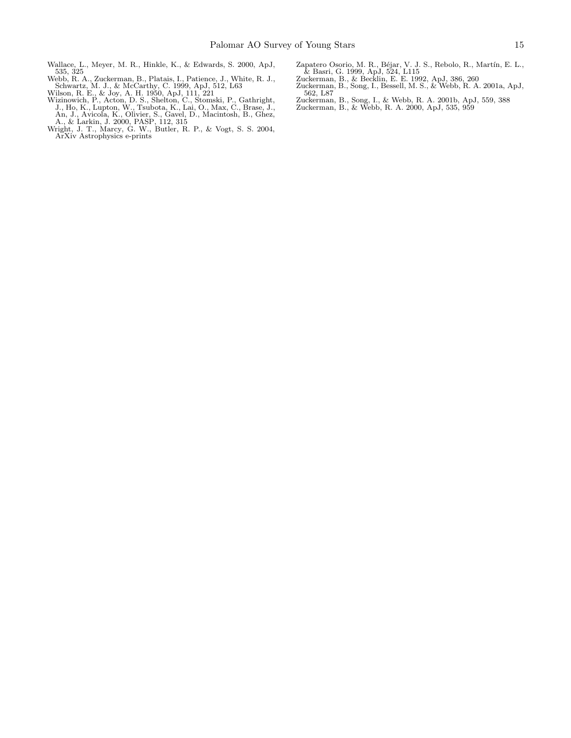Wallace, L., Meyer, M. R., Hinkle, K., & Edwards, S. 2000, ApJ, 535, 325

Webb, R. A., Zuckerman, B., Platais, I., Patience, J., White, R. J., Schwartz, M. J., & McCarthy, C. 1999, ApJ, 512, L63

Wilson, R. E., & Joy, A. H. 1950, ApJ, 111, 221

Wizinowich, P., Acton, D. S., Shelton, C., Stomski, P., Gathright, J., Ho, K., Lupton, W., Tsubota, K., Lai, O., Max, C., Brase, J., An, J., Avicola, K., Olivier, S., Gavel, D., Macintosh, B., Ghez, A., & Larkin, J. 2000, PASP, 112, 315

Wright, J. T., Marcy, G. W., Butler, R. P., & Vogt, S. S. 2004, ArXiv Astrophysics e-prints

Zapatero Osorio, M. R., Béjar, V. J. S., Rebolo, R., Martín, E. L., & Basri, G. 1999, ApJ, 524, L115

Zuckerman, B., & Becklin, E. E. 1992, ApJ, 386, 260

Zuckerman, B., Song, I., Bessell, M. S., & Webb, R. A. 2001a, ApJ, 562, L87

Zuckerman, B., Song, I., & Webb, R. A. 2001b, ApJ, 559, 388

Zuckerman, B., & Webb, R. A. 2000, ApJ, 535, 959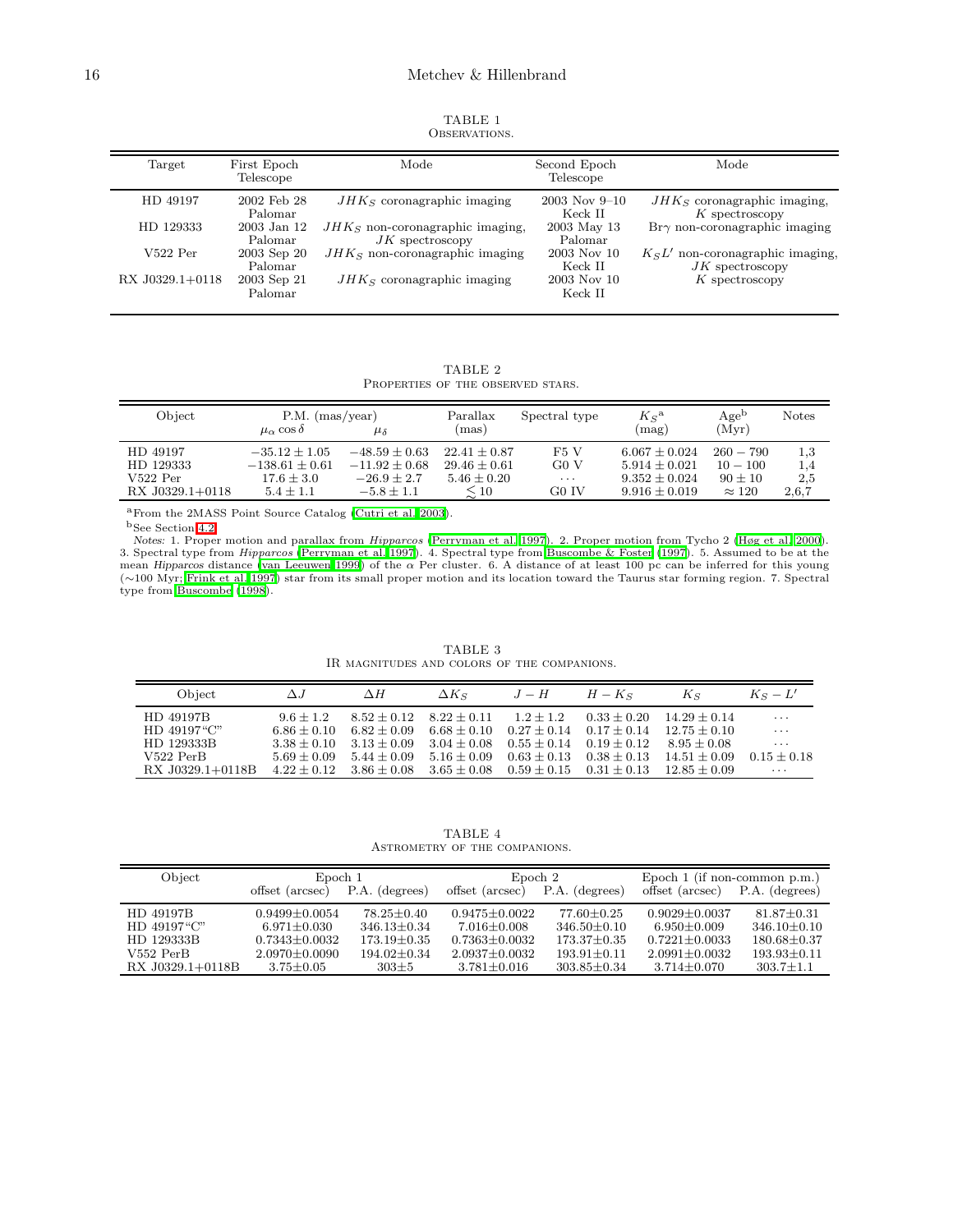TABLE 1
Observations.

| Target | First Epoch Telescope | Mode | Second Epoch Telescope | Mode |
|---|---|---|---|---|
| HD 49197 | 2002 Feb 28 Palomar | $JHK_S$ coronagraphic imaging | 2003 Nov 9–10 Keck II | $JHK_S$ coronagraphic imaging, $K$ spectroscopy |
| HD 129333 | 2003 Jan 12 Palomar | $JHK_S$ non-coronagraphic imaging, $JK$ spectroscopy | 2003 May 13 Palomar | Br$\gamma$ non-coronagraphic imaging |
| V522 Per | 2003 Sep 20 Palomar | $JHK_S$ non-coronagraphic imaging | 2003 Nov 10 Keck II | $K_SL'$ non-coronagraphic imaging, $JK$ spectroscopy |
| RX J0329.1+0118 | 2003 Sep 21 Palomar | $JHK_S$ coronagraphic imaging | 2003 Nov 10 Keck II | $K$ spectroscopy |

TABLE 2
Properties of the observed stars.

| Object | P.M. (mas/year) $\mu_\alpha \cos\delta$ | $\mu_\delta$ | Parallax (mas) | Spectral type | $K_S$[a] (mag) | Age[b] (Myr) | Notes |
|---|---|---|---|---|---|---|---|
| HD 49197 | $-35.12 \pm 1.05$ | $-48.59 \pm 0.63$ | $22.41 \pm 0.87$ | F5 V | $6.067 \pm 0.024$ | $260 - 790$ | 1,3 |
| HD 129333 | $-138.61 \pm 0.61$ | $-11.92 \pm 0.68$ | $29.46 \pm 0.61$ | G0 V | $5.914 \pm 0.021$ | $10 - 100$ | 1,4 |
| V522 Per | $17.6 \pm 3.0$ | $-26.9 \pm 2.7$ | $5.46 \pm 0.20$ | ... | $9.352 \pm 0.024$ | $90 \pm 10$ | 2,5 |
| RX J0329.1+0118 | $5.4 \pm 1.1$ | $-5.8 \pm 1.1$ | $\lesssim 10$ | G0 IV | $9.916 \pm 0.019$ | $\approx 120$ | 2,6,7 |

[a]From the 2MASS Point Source Catalog (Cutri et al. 2003).

[b]See Section 4.2.

*Notes:* 1. Proper motion and parallax from *Hipparcos* (Perryman et al. 1997). 2. Proper motion from Tycho 2 (Høg et al. 2000). 3. Spectral type from *Hipparcos* (Perryman et al. 1997). 4. Spectral type from Buscombe & Foster (1997). 5. Assumed to be at the mean *Hipparcos* distance (van Leeuwen 1999) of the $\alpha$ Per cluster. 6. A distance of at least 100 pc can be inferred for this young (∼100 Myr; Frink et al. 1997) star from its small proper motion and its location toward the Taurus star forming region. 7. Spectral type from Buscombe (1998).

TABLE 3
IR magnitudes and colors of the companions.

| Object | $\Delta J$ | $\Delta H$ | $\Delta K_S$ | $J-H$ | $H-K_S$ | $K_S$ | $K_S - L'$ |
|---|---|---|---|---|---|---|---|
| HD 49197B | $9.6 \pm 1.2$ | $8.52 \pm 0.12$ | $8.22 \pm 0.11$ | $1.2 \pm 1.2$ | $0.33 \pm 0.20$ | $14.29 \pm 0.14$ | ... |
| HD 49197"C" | $6.86 \pm 0.10$ | $6.82 \pm 0.09$ | $6.68 \pm 0.10$ | $0.27 \pm 0.14$ | $0.17 \pm 0.14$ | $12.75 \pm 0.10$ | ... |
| HD 129333B | $3.38 \pm 0.10$ | $3.13 \pm 0.09$ | $3.04 \pm 0.08$ | $0.55 \pm 0.14$ | $0.19 \pm 0.12$ | $8.95 \pm 0.08$ | ... |
| V522 PerB | $5.69 \pm 0.09$ | $5.44 \pm 0.09$ | $5.16 \pm 0.09$ | $0.63 \pm 0.13$ | $0.38 \pm 0.13$ | $14.51 \pm 0.09$ | $0.15 \pm 0.18$ |
| RX J0329.1+0118B | $4.22 \pm 0.12$ | $3.86 \pm 0.08$ | $3.65 \pm 0.08$ | $0.59 \pm 0.15$ | $0.31 \pm 0.13$ | $12.85 \pm 0.09$ | ... |

TABLE 4
Astrometry of the companions.

| Object | Epoch 1 offset (arcsec) | Epoch 1 P.A. (degrees) | Epoch 2 offset (arcsec) | Epoch 2 P.A. (degrees) | Epoch 1 (if non-common p.m.) offset (arcsec) | Epoch 1 (if non-common p.m.) P.A. (degrees) |
|---|---|---|---|---|---|---|
| HD 49197B | 0.9499±0.0054 | 78.25±0.40 | 0.9475±0.0022 | 77.60±0.25 | 0.9029±0.0037 | 81.87±0.31 |
| HD 49197"C" | 6.971±0.030 | 346.13±0.34 | 7.016±0.008 | 346.50±0.10 | 6.950±0.009 | 346.10±0.10 |
| HD 129333B | 0.7343±0.0032 | 173.19±0.35 | 0.7363±0.0032 | 173.37±0.35 | 0.7221±0.0033 | 180.68±0.37 |
| V552 PerB | 2.0970±0.0090 | 194.02±0.34 | 2.0937±0.0032 | 193.91±0.11 | 2.0991±0.0032 | 193.93±0.11 |
| RX J0329.1+0118B | 3.75±0.05 | 303±5 | 3.781±0.016 | 303.85±0.34 | 3.714±0.070 | 303.7±1.1 |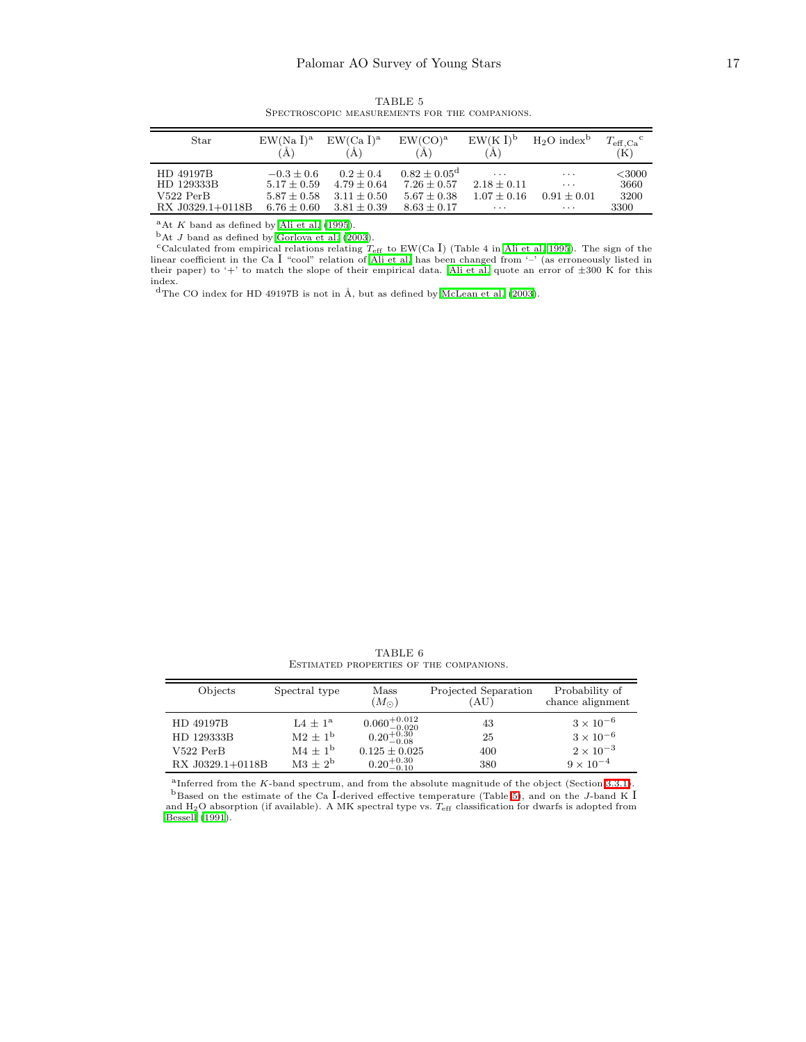TABLE 5
Spectroscopic measurements for the companions.

| Star | EW(Na I)[a] (Å) | EW(Ca I)[a] (Å) | EW(CO)[a] (Å) | EW(K I)[b] (Å) | $H_2O$ index[b] | $T_{\rm eff,Ca}$[c] (K) |
|---|---|---|---|---|---|---|
| HD 49197B | $-0.3 \pm 0.6$ | $0.2 \pm 0.4$ | $0.82 \pm 0.05$[d] | ... | ... | <3000 |
| HD 129333B | $5.17 \pm 0.59$ | $4.79 \pm 0.64$ | $7.26 \pm 0.57$ | $2.18 \pm 0.11$ | ... | 3660 |
| V522 PerB | $5.87 \pm 0.58$ | $3.11 \pm 0.50$ | $5.67 \pm 0.38$ | $1.07 \pm 0.16$ | $0.91 \pm 0.01$ | 3200 |
| RX J0329.1+0118B | $6.76 \pm 0.60$ | $3.81 \pm 0.39$ | $8.63 \pm 0.17$ | ... | ... | 3300 |

[a]At $K$ band as defined by Ali et al. (1995).
[b]At $J$ band as defined by Gorlova et al. (2003).
[c]Calculated from empirical relations relating $T_{\rm eff}$ to EW(Ca I) (Table 4 in Ali et al. 1995). The sign of the linear coefficient in the Ca I "cool" relation of Ali et al. has been changed from '–' (as erroneously listed in their paper) to '+' to match the slope of their empirical data. Ali et al. quote an error of ±300 K for this index.
[d]The CO index for HD 49197B is not in Å, but as defined by McLean et al. (2003).

TABLE 6
Estimated properties of the companions.

| Objects | Spectral type | Mass ($M_\odot$) | Projected Separation (AU) | Probability of chance alignment |
|---|---|---|---|---|
| HD 49197B | L4 ± 1[a] | $0.060^{+0.012}_{-0.020}$ | 43 | $3 \times 10^{-6}$ |
| HD 129333B | M2 ± 1[b] | $0.20^{+0.30}_{-0.08}$ | 25 | $3 \times 10^{-6}$ |
| V522 PerB | M4 ± 1[b] | $0.125 \pm 0.025$ | 400 | $2 \times 10^{-3}$ |
| RX J0329.1+0118B | M3 ± 2[b] | $0.20^{+0.30}_{-0.10}$ | 380 | $9 \times 10^{-4}$ |

[a]Inferred from the $K$-band spectrum, and from the absolute magnitude of the object (Section 3.3.1).
[b]Based on the estimate of the Ca I-derived effective temperature (Table 5), and on the $J$-band K I and $H_2O$ absorption (if available). A MK spectral type vs. $T_{\rm eff}$ classification for dwarfs is adopted from Bessell (1991).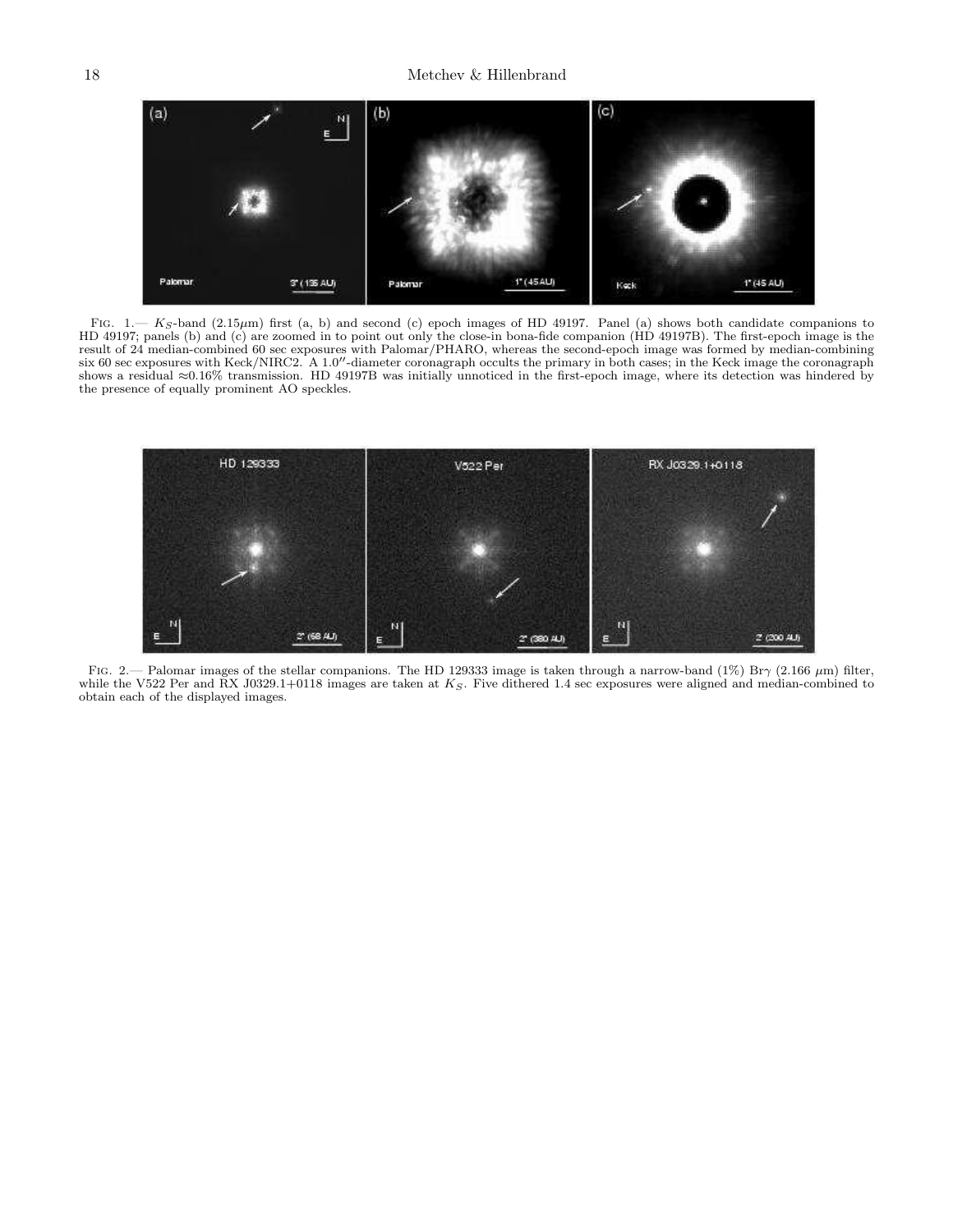Fig. 1.— $K_S$-band (2.15$\mu$m) first (a, b) and second (c) epoch images of HD 49197. Panel (a) shows both candidate companions to HD 49197; panels (b) and (c) are zoomed in to point out only the close-in bona-fide companion (HD 49197B). The first-epoch image is the result of 24 median-combined 60 sec exposures with Palomar/PHARO, whereas the second-epoch image was formed by median-combining six 60 sec exposures with Keck/NIRC2. A 1.0″-diameter coronagraph occults the primary in both cases; in the Keck image the coronagraph shows a residual ≈0.16% transmission. HD 49197B was initially unnoticed in the first-epoch image, where its detection was hindered by the presence of equally prominent AO speckles.

Fig. 2.— Palomar images of the stellar companions. The HD 129333 image is taken through a narrow-band (1%) Br$\gamma$ (2.166 $\mu$m) filter, while the V522 Per and RX J0329.1+0118 images are taken at $K_S$. Five dithered 1.4 sec exposures were aligned and median-combined to obtain each of the displayed images.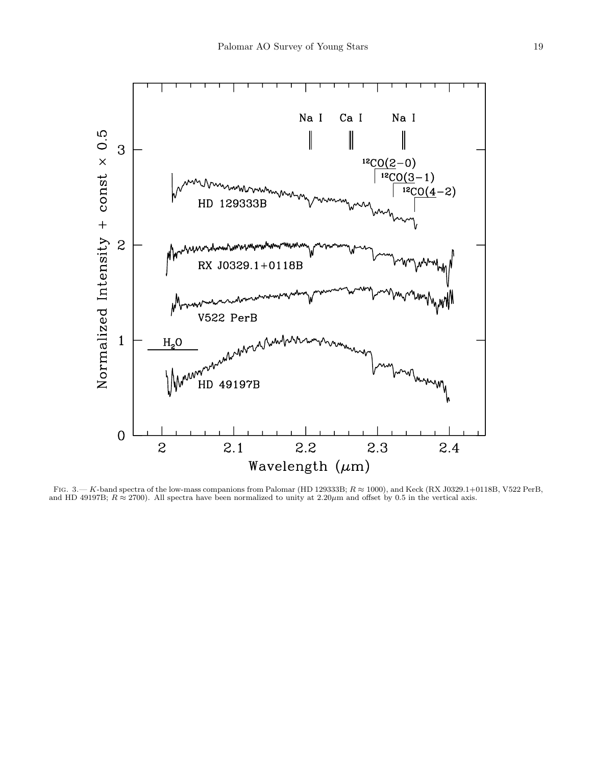Fig. 3.— $K$-band spectra of the low-mass companions from Palomar (HD 129333B; $R \approx 1000$), and Keck (RX J0329.1+0118B, V522 PerB, and HD 49197B; $R \approx 2700$). All spectra have been normalized to unity at 2.20$\mu$m and offset by 0.5 in the vertical axis.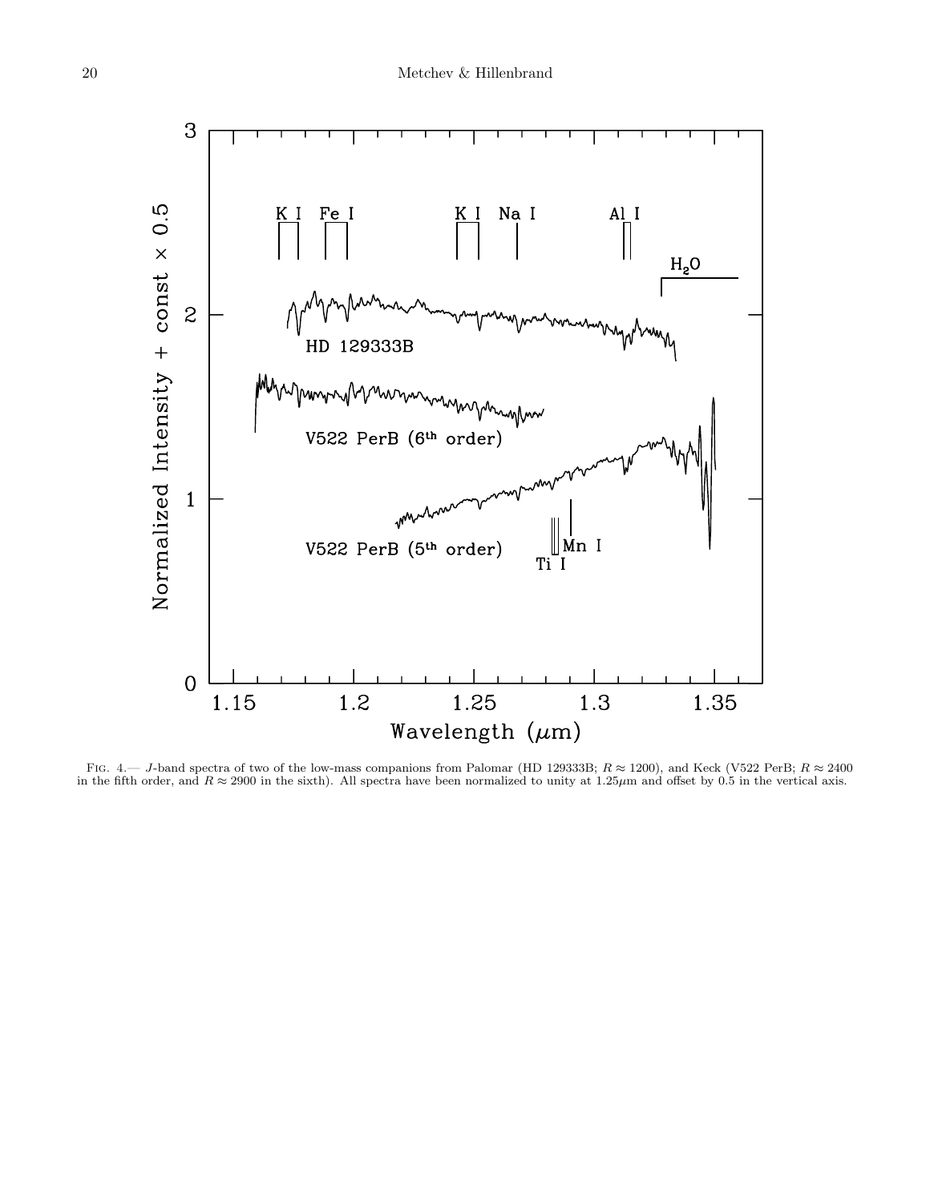Fig. 4.— $J$-band spectra of two of the low-mass companions from Palomar (HD 129333B; $R \approx 1200$), and Keck (V522 PerB; $R \approx 2400$ in the fifth order, and $R \approx 2900$ in the sixth). All spectra have been normalized to unity at 1.25$\mu$m and offset by 0.5 in the vertical axis.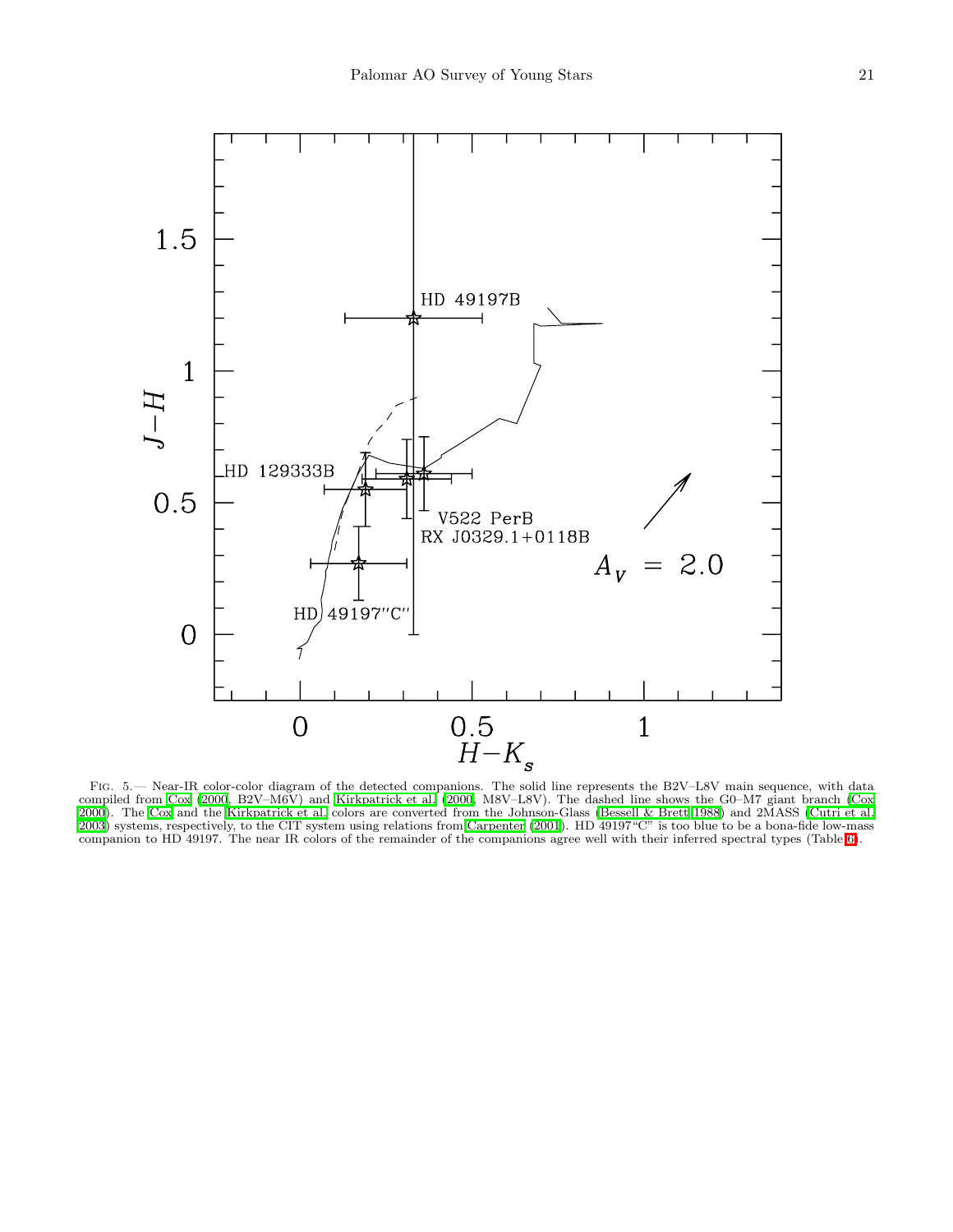Fig. 5.— Near-IR color-color diagram of the detected companions. The solid line represents the B2V–L8V main sequence, with data compiled from Cox (2000, B2V–M6V) and Kirkpatrick et al. (2000, M8V–L8V). The dashed line shows the G0–M7 giant branch (Cox 2000). The Cox and the Kirkpatrick et al. colors are converted from the Johnson-Glass (Bessell & Brett 1988) and 2MASS (Cutri et al. 2003) systems, respectively, to the CIT system using relations from Carpenter (2001). HD 49197"C" is too blue to be a bona-fide low-mass companion to HD 49197. The near IR colors of the remainder of the companions agree well with their inferred spectral types (Table 6).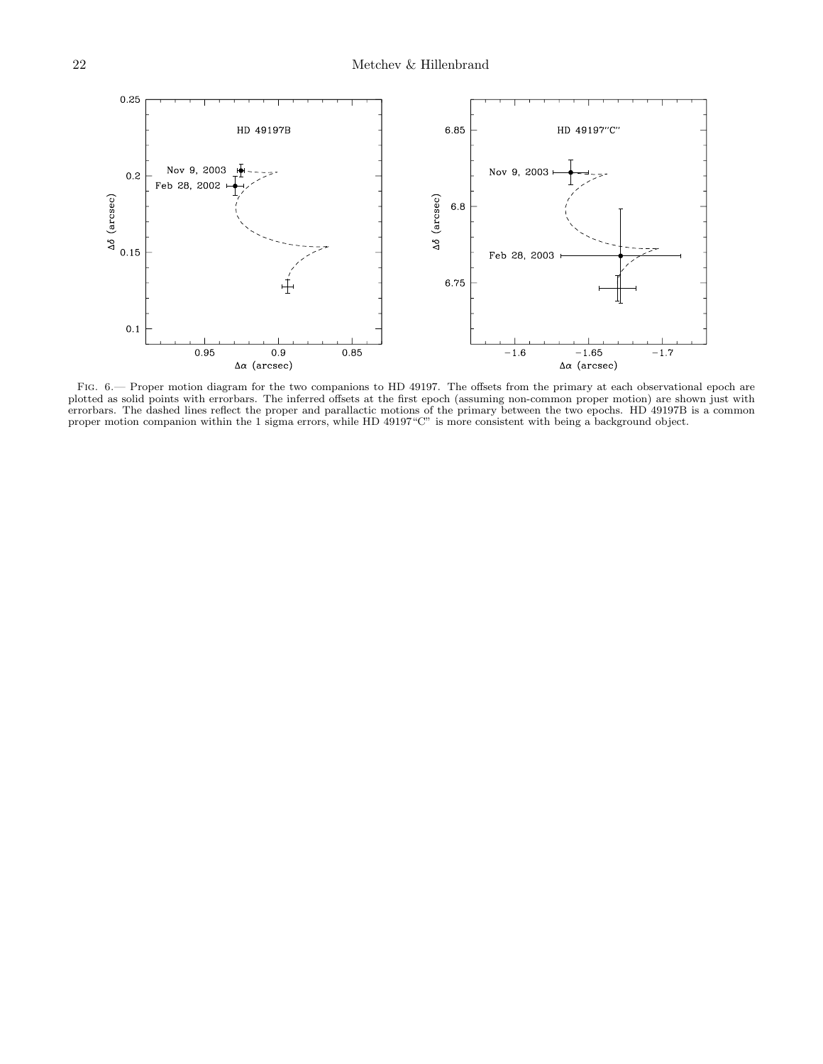Fig. 6.— Proper motion diagram for the two companions to HD 49197. The offsets from the primary at each observational epoch are plotted as solid points with errorbars. The inferred offsets at the first epoch (assuming non-common proper motion) are shown just with errorbars. The dashed lines reflect the proper and parallactic motions of the primary between the two epochs. HD 49197B is a common proper motion companion within the 1 sigma errors, while HD 49197"C" is more consistent with being a background object.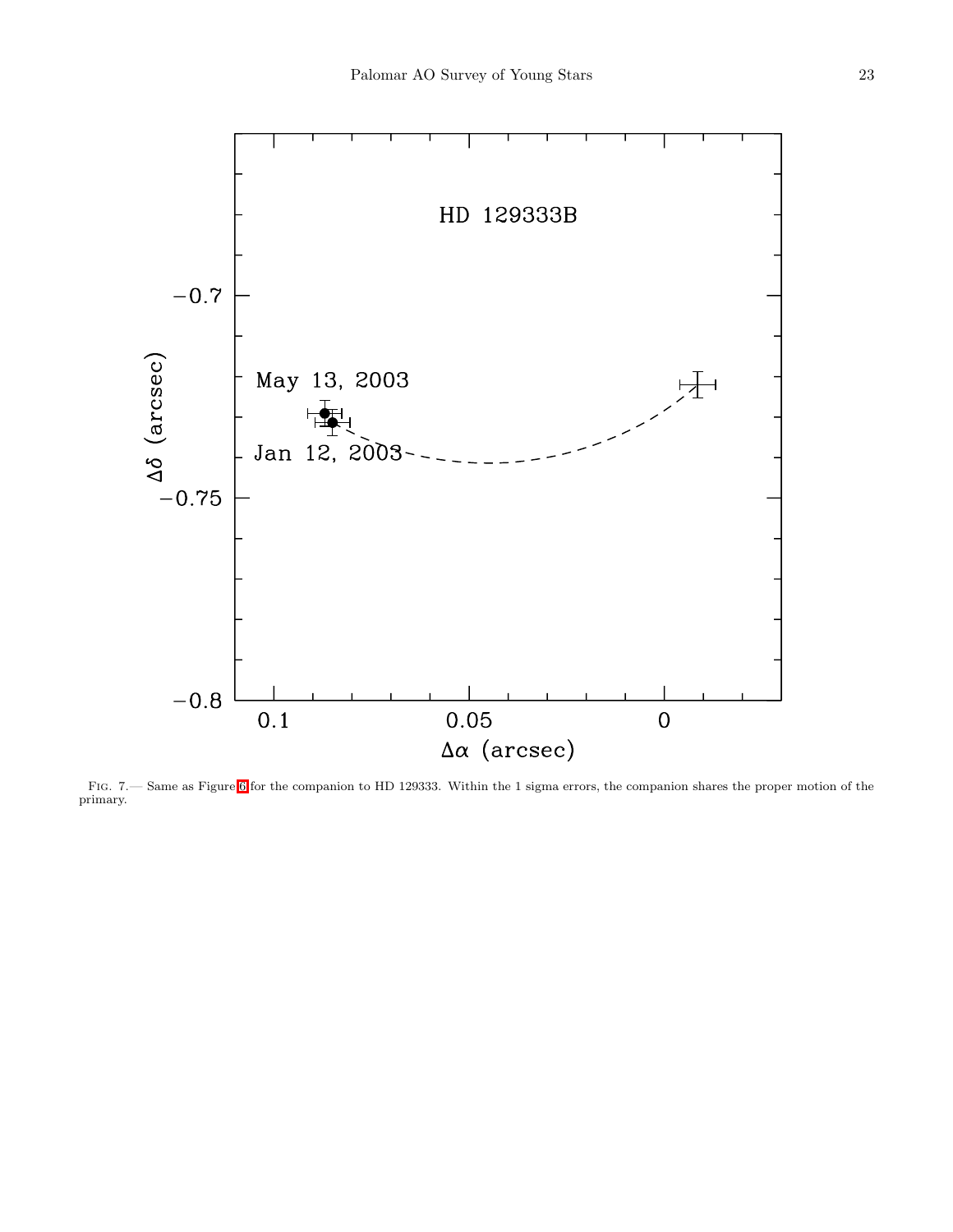Fig. 7.— Same as Figure 6 for the companion to HD 129333. Within the 1 sigma errors, the companion shares the proper motion of the primary.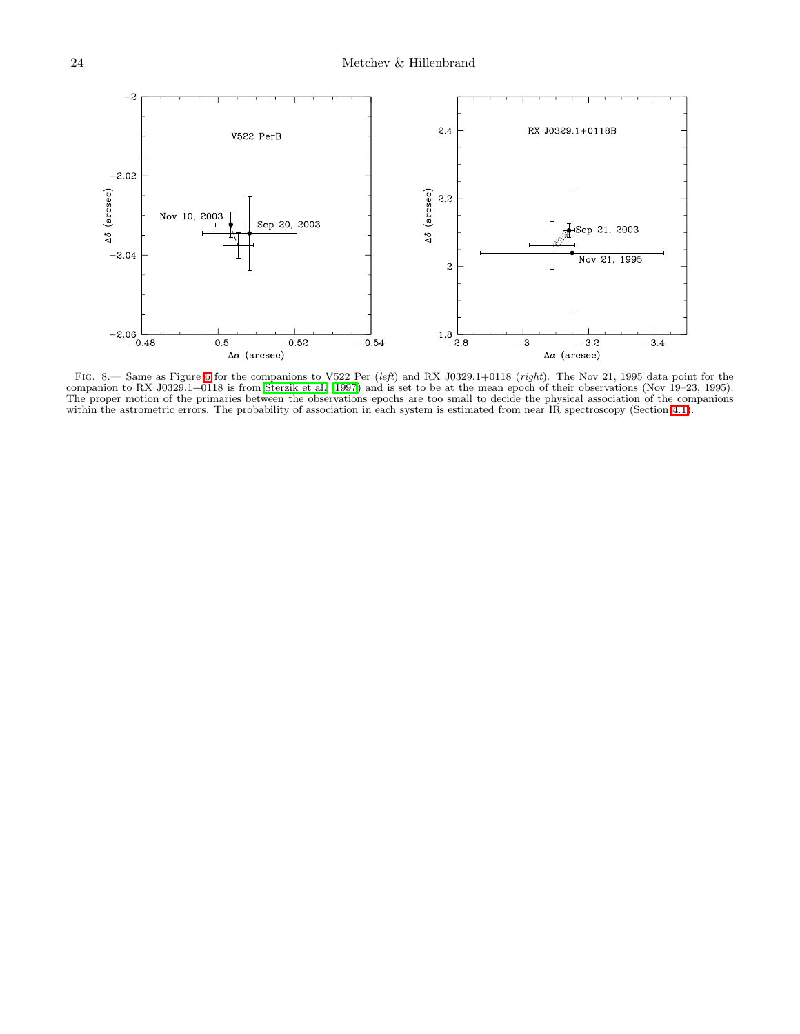Fig. 8.— Same as Figure 6 for the companions to V522 Per (*left*) and RX J0329.1+0118 (*right*). The Nov 21, 1995 data point for the companion to RX J0329.1+0118 is from Sterzik et al. (1997) and is set to be at the mean epoch of their observations (Nov 19–23, 1995). The proper motion of the primaries between the observations epochs are too small to decide the physical association of the companions within the astrometric errors. The probability of association in each system is estimated from near IR spectroscopy (Section 4.1).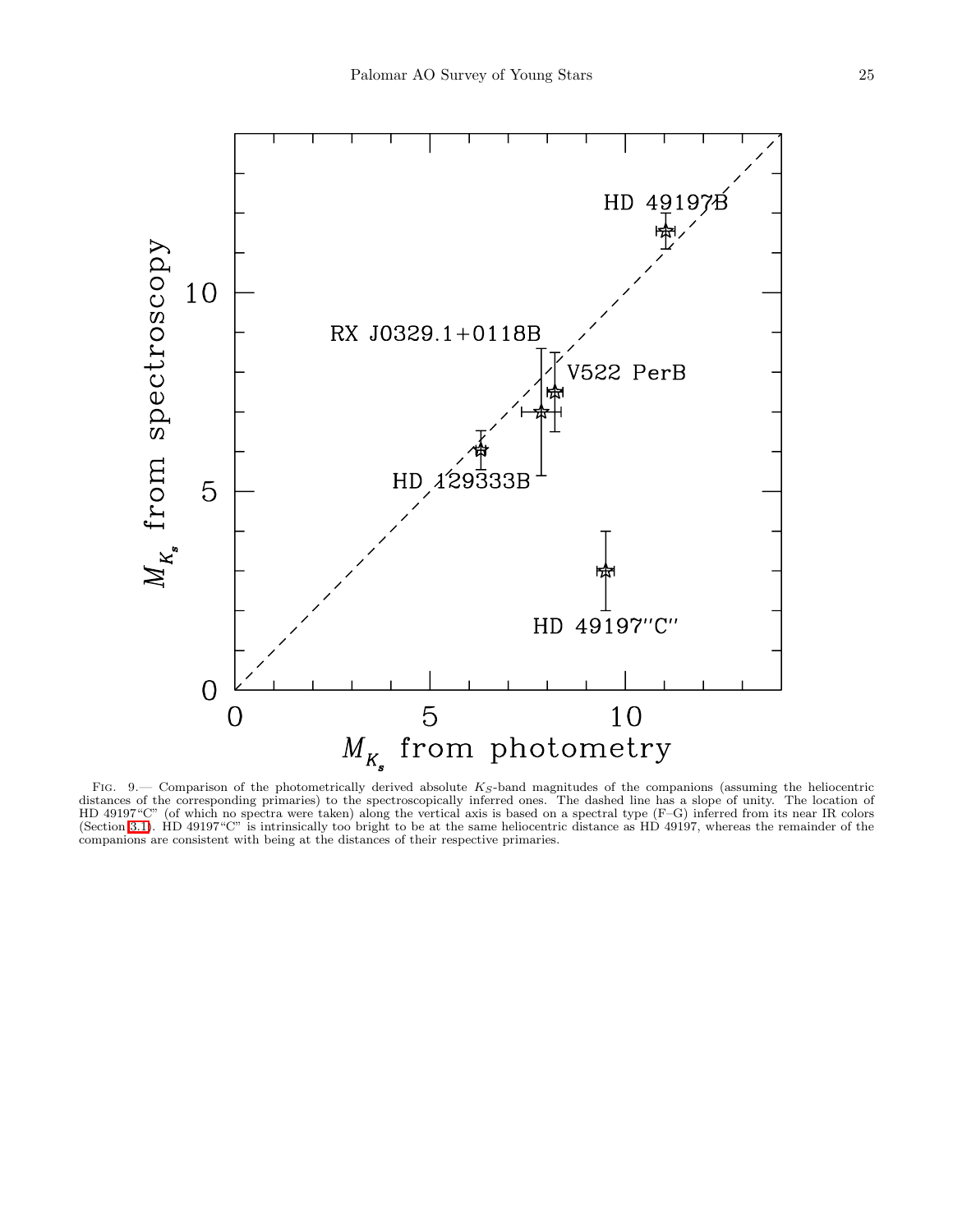FIG. 9.— Comparison of the photometrically derived absolute $K_S$-band magnitudes of the companions (assuming the heliocentric distances of the corresponding primaries) to the spectroscopically inferred ones. The dashed line has a slope of unity. The location of HD 49197"C" (of which no spectra were taken) along the vertical axis is based on a spectral type (F–G) inferred from its near IR colors (Section 3.1). HD 49197"C" is intrinsically too bright to be at the same heliocentric distance as HD 49197, whereas the remainder of the companions are consistent with being at the distances of their respective primaries.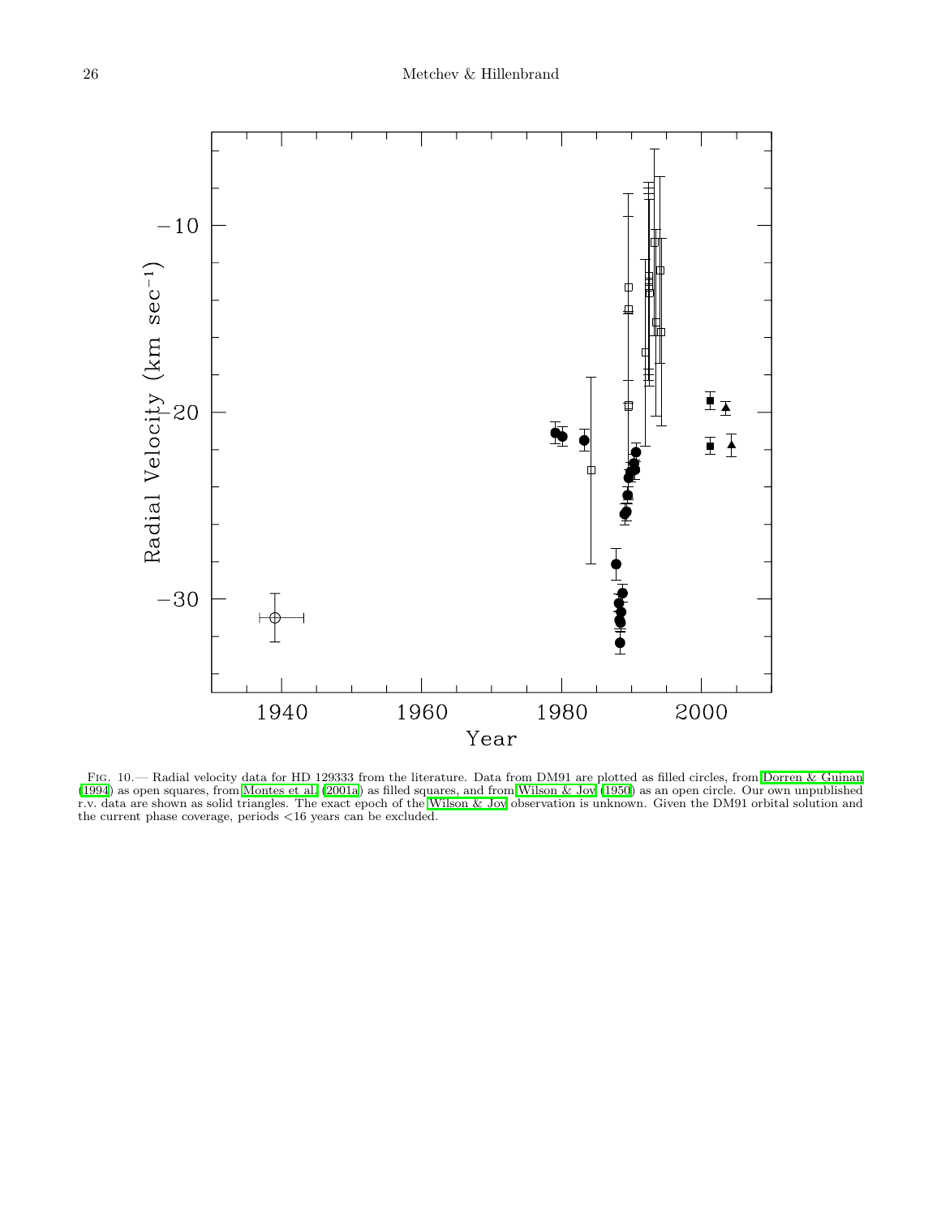Radial Velocity (km sec$^{-1}$)

−10

−20

−30

1940

1960

1980

2000

Year

FIG. 10.— Radial velocity data for HD 129333 from the literature. Data from DM91 are plotted as filled circles, from Dorren & Guinan (1994) as open squares, from Montes et al. (2001a) as filled squares, and from Wilson & Joy (1950) as an open circle. Our own unpublished r.v. data are shown as solid triangles. The exact epoch of the Wilson & Joy observation is unknown. Given the DM91 orbital solution and the current phase coverage, periods <16 years can be excluded.